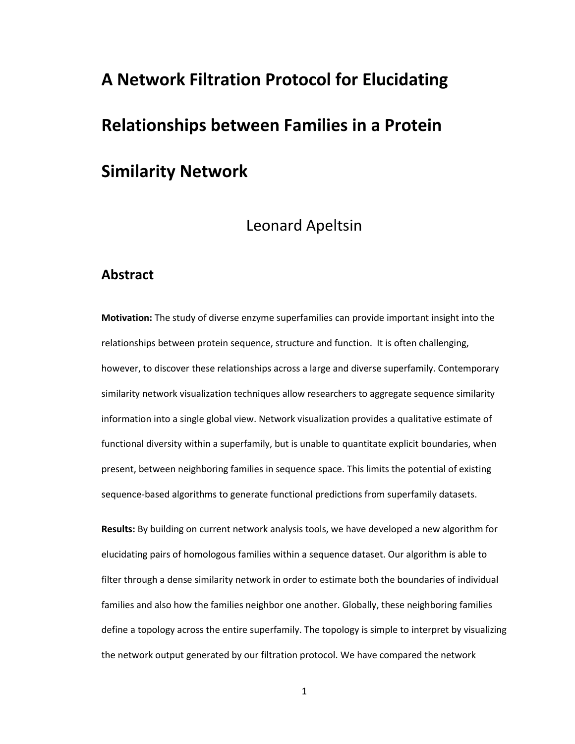# A Network Filtration Protocol for Elucidating Relationships between Families in a Protein Similarity Network

Leonard Apeltsin

## Abstract

**Motivation:** The study of diverse enzyme superfamilies can provide important insight into the relationships between protein sequence, structure and function. It is often challenging, however, to discover these relationships across a large and diverse superfamily. Contemporary similarity network visualization techniques allow researchers to aggregate sequence similarity information into a single global view. Network visualization provides a qualitative estimate of functional diversity within a superfamily, but is unable to quantitate explicit boundaries, when present, between neighboring families in sequence space. This limits the potential of existing sequence-based algorithms to generate functional predictions from superfamily datasets.

**Results:** By building on current network analysis tools, we have developed a new algorithm for elucidating pairs of homologous families within a sequence dataset. Our algorithm is able to filter through a dense similarity network in order to estimate both the boundaries of individual families and also how the families neighbor one another. Globally, these neighboring families define a topology across the entire superfamily. The topology is simple to interpret by visualizing the network output generated by our filtration protocol. We have compared the network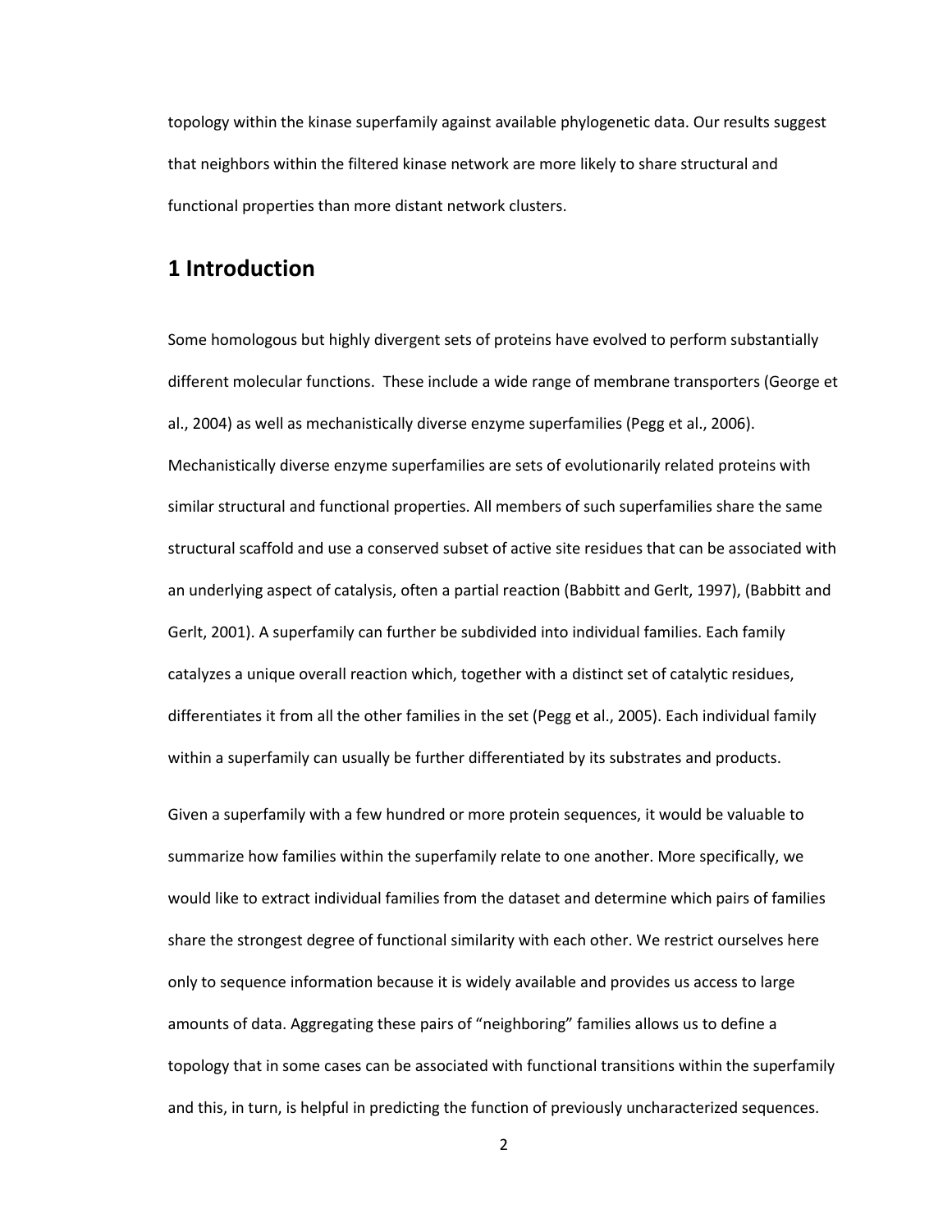topology within the kinase superfamily against available phylogenetic data. Our results suggest that neighbors within the filtered kinase network are more likely to share structural and functional properties than more distant network clusters.

# 1 Introduction

Some homologous but highly divergent sets of proteins have evolved to perform substantially different molecular functions. These include a wide range of membrane transporters (George et al., 2004) as well as mechanistically diverse enzyme superfamilies (Pegg et al., 2006). Mechanistically diverse enzyme superfamilies are sets of evolutionarily related proteins with similar structural and functional properties. All members of such superfamilies share the same structural scaffold and use a conserved subset of active site residues that can be associated with an underlying aspect of catalysis, often a partial reaction (Babbitt and Gerlt, 1997), (Babbitt and Gerlt, 2001). A superfamily can further be subdivided into individual families. Each family catalyzes a unique overall reaction which, together with a distinct set of catalytic residues, differentiates it from all the other families in the set (Pegg et al., 2005). Each individual family within a superfamily can usually be further differentiated by its substrates and products.

Given a superfamily with a few hundred or more protein sequences, it would be valuable to summarize how families within the superfamily relate to one another. More specifically, we would like to extract individual families from the dataset and determine which pairs of families share the strongest degree of functional similarity with each other. We restrict ourselves here only to sequence information because it is widely available and provides us access to large amounts of data. Aggregating these pairs of "neighboring" families allows us to define a topology that in some cases can be associated with functional transitions within the superfamily and this, in turn, is helpful in predicting the function of previously uncharacterized sequences.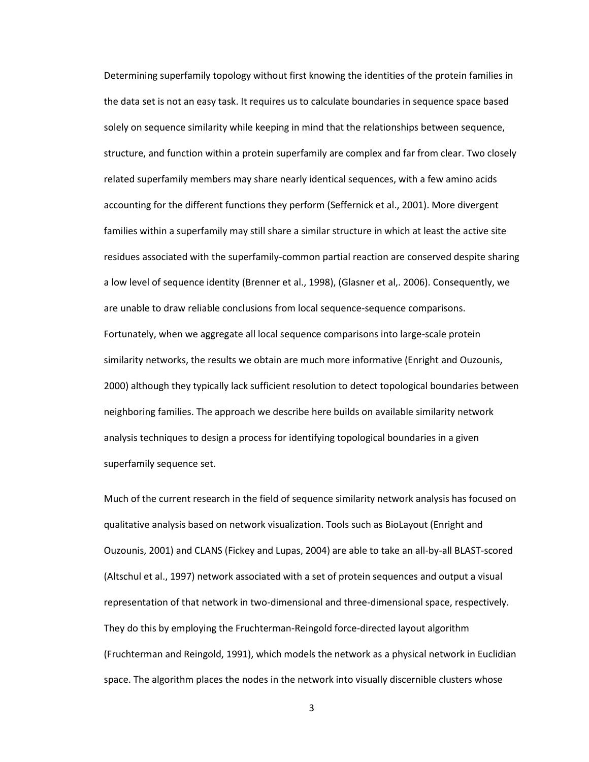Determining superfamily topology without first knowing the identities of the protein families in the data set is not an easy task. It requires us to calculate boundaries in sequence space based solely on sequence similarity while keeping in mind that the relationships between sequence, structure, and function within a protein superfamily are complex and far from clear. Two closely related superfamily members may share nearly identical sequences, with a few amino acids accounting for the different functions they perform (Seffernick et al., 2001). More divergent families within a superfamily may still share a similar structure in which at least the active site residues associated with the superfamily-common partial reaction are conserved despite sharing a low level of sequence identity (Brenner et al., 1998), (Glasner et al,. 2006). Consequently, we are unable to draw reliable conclusions from local sequence-sequence comparisons. Fortunately, when we aggregate all local sequence comparisons into large-scale protein similarity networks, the results we obtain are much more informative (Enright and Ouzounis, 2000) although they typically lack sufficient resolution to detect topological boundaries between neighboring families. The approach we describe here builds on available similarity network analysis techniques to design a process for identifying topological boundaries in a given superfamily sequence set.

Much of the current research in the field of sequence similarity network analysis has focused on qualitative analysis based on network visualization. Tools such as BioLayout (Enright and Ouzounis, 2001) and CLANS (Fickey and Lupas, 2004) are able to take an all-by-all BLAST-scored (Altschul et al., 1997) network associated with a set of protein sequences and output a visual representation of that network in two-dimensional and three-dimensional space, respectively. They do this by employing the Fruchterman-Reingold force-directed layout algorithm (Fruchterman and Reingold, 1991), which models the network as a physical network in Euclidian space. The algorithm places the nodes in the network into visually discernible clusters whose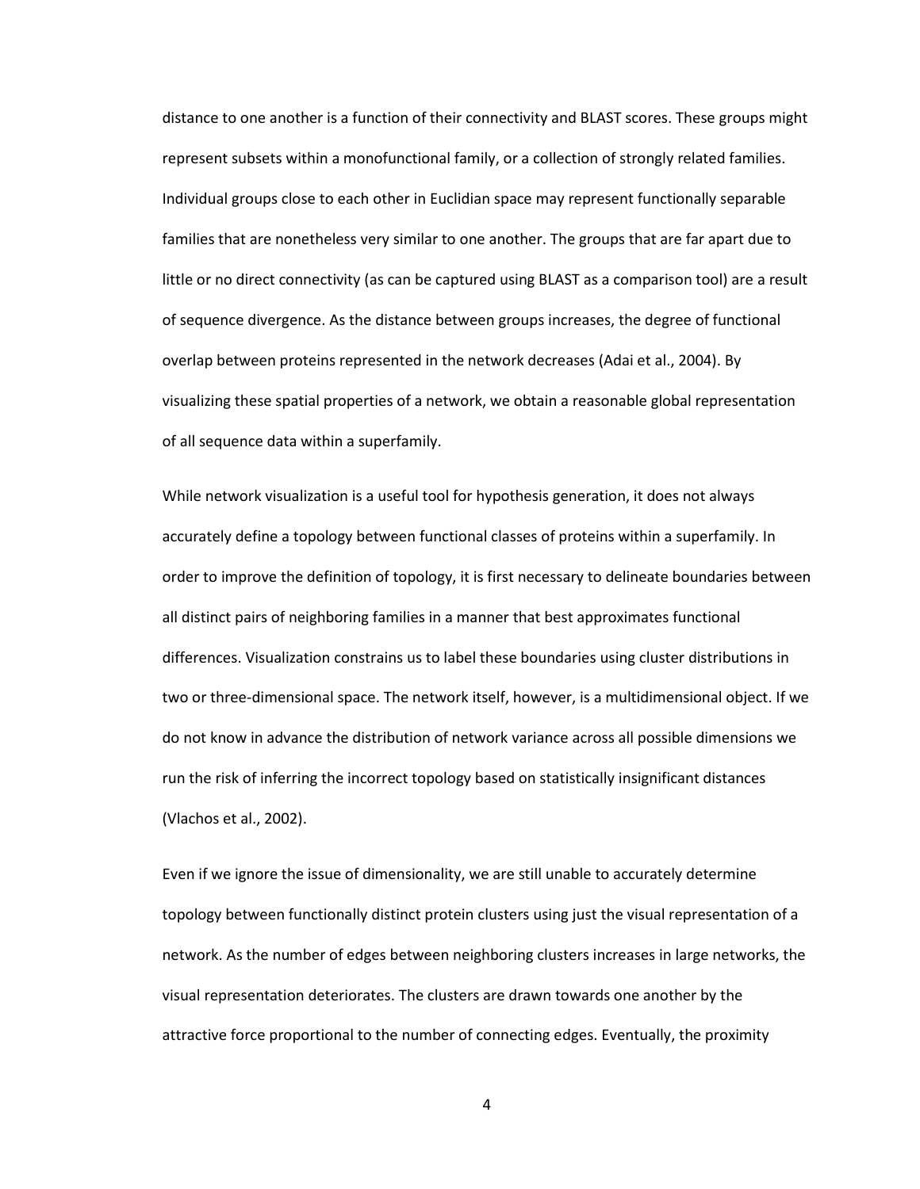distance to one another is a function of their connectivity and BLAST scores. These groups might represent subsets within a monofunctional family, or a collection of strongly related families. Individual groups close to each other in Euclidian space may represent functionally separable families that are nonetheless very similar to one another. The groups that are far apart due to little or no direct connectivity (as can be captured using BLAST as a comparison tool) are a result of sequence divergence. As the distance between groups increases, the degree of functional overlap between proteins represented in the network decreases (Adai et al., 2004). By visualizing these spatial properties of a network, we obtain a reasonable global representation of all sequence data within a superfamily.

While network visualization is a useful tool for hypothesis generation, it does not always accurately define a topology between functional classes of proteins within a superfamily. In order to improve the definition of topology, it is first necessary to delineate boundaries between all distinct pairs of neighboring families in a manner that best approximates functional differences. Visualization constrains us to label these boundaries using cluster distributions in two or three-dimensional space. The network itself, however, is a multidimensional object. If we do not know in advance the distribution of network variance across all possible dimensions we run the risk of inferring the incorrect topology based on statistically insignificant distances (Vlachos et al., 2002).

Even if we ignore the issue of dimensionality, we are still unable to accurately determine topology between functionally distinct protein clusters using just the visual representation of a network. As the number of edges between neighboring clusters increases in large networks, the visual representation deteriorates. The clusters are drawn towards one another by the attractive force proportional to the number of connecting edges. Eventually, the proximity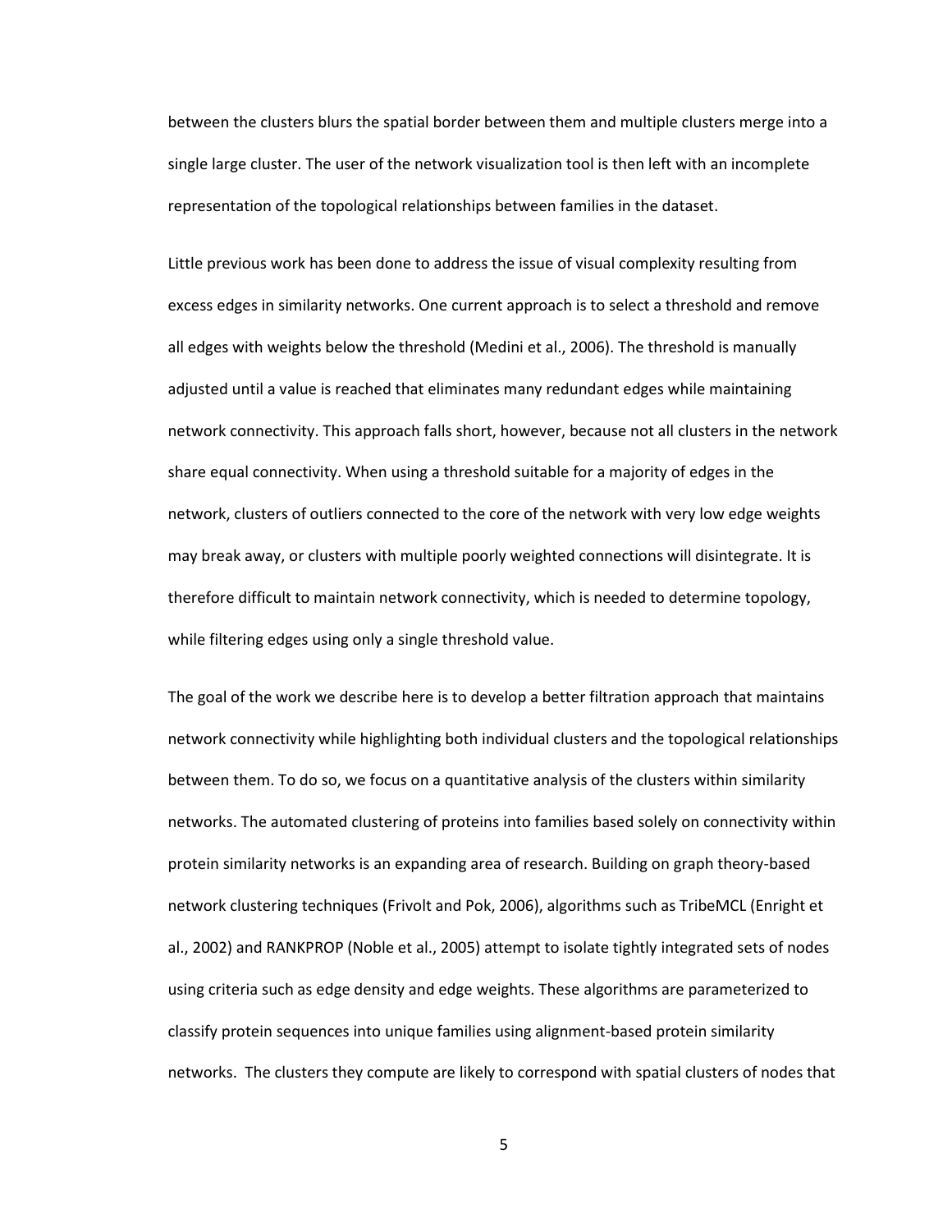between the clusters blurs the spatial border between them and multiple clusters merge into a single large cluster. The user of the network visualization tool is then left with an incomplete representation of the topological relationships between families in the dataset.

Little previous work has been done to address the issue of visual complexity resulting from excess edges in similarity networks. One current approach is to select a threshold and remove all edges with weights below the threshold (Medini et al., 2006). The threshold is manually adjusted until a value is reached that eliminates many redundant edges while maintaining network connectivity. This approach falls short, however, because not all clusters in the network share equal connectivity. When using a threshold suitable for a majority of edges in the network, clusters of outliers connected to the core of the network with very low edge weights may break away, or clusters with multiple poorly weighted connections will disintegrate. It is therefore difficult to maintain network connectivity, which is needed to determine topology, while filtering edges using only a single threshold value.

The goal of the work we describe here is to develop a better filtration approach that maintains network connectivity while highlighting both individual clusters and the topological relationships between them. To do so, we focus on a quantitative analysis of the clusters within similarity networks. The automated clustering of proteins into families based solely on connectivity within protein similarity networks is an expanding area of research. Building on graph theory-based network clustering techniques (Frivolt and Pok, 2006), algorithms such as TribeMCL (Enright et al., 2002) and RANKPROP (Noble et al., 2005) attempt to isolate tightly integrated sets of nodes using criteria such as edge density and edge weights. These algorithms are parameterized to classify protein sequences into unique families using alignment-based protein similarity networks. The clusters they compute are likely to correspond with spatial clusters of nodes that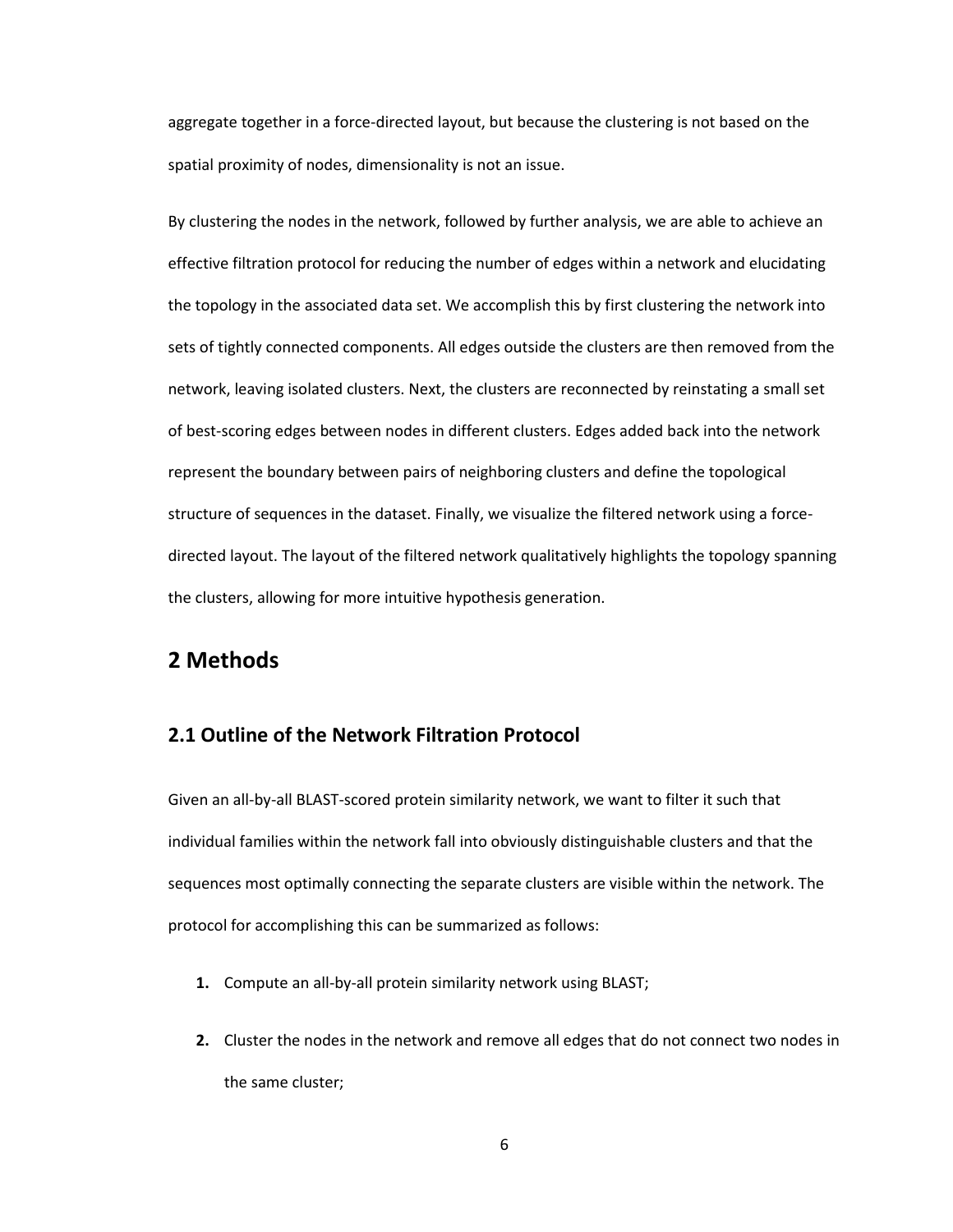aggregate together in a force-directed layout, but because the clustering is not based on the spatial proximity of nodes, dimensionality is not an issue.

By clustering the nodes in the network, followed by further analysis, we are able to achieve an effective filtration protocol for reducing the number of edges within a network and elucidating the topology in the associated data set. We accomplish this by first clustering the network into sets of tightly connected components. All edges outside the clusters are then removed from the network, leaving isolated clusters. Next, the clusters are reconnected by reinstating a small set of best-scoring edges between nodes in different clusters. Edges added back into the network represent the boundary between pairs of neighboring clusters and define the topological structure of sequences in the dataset. Finally, we visualize the filtered network using a force-directed layout. The layout of the filtered network qualitatively highlights the topology spanning the clusters, allowing for more intuitive hypothesis generation.

# 2 Methods

## 2.1 Outline of the Network Filtration Protocol

Given an all-by-all BLAST-scored protein similarity network, we want to filter it such that individual families within the network fall into obviously distinguishable clusters and that the sequences most optimally connecting the separate clusters are visible within the network. The protocol for accomplishing this can be summarized as follows:

1. Compute an all-by-all protein similarity network using BLAST;
2. Cluster the nodes in the network and remove all edges that do not connect two nodes in the same cluster;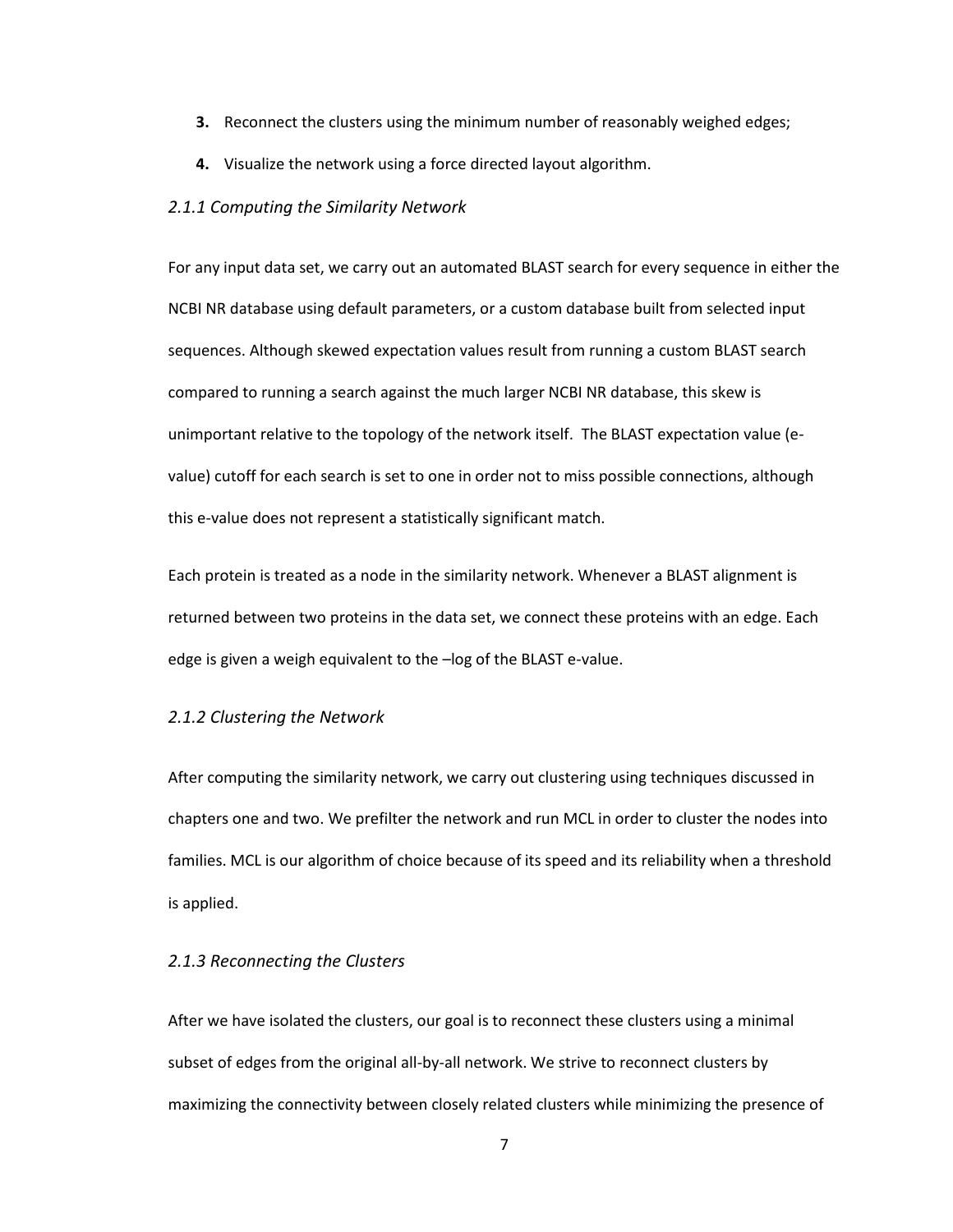3. Reconnect the clusters using the minimum number of reasonably weighed edges;
4. Visualize the network using a force directed layout algorithm.

### *2.1.1 Computing the Similarity Network*

For any input data set, we carry out an automated BLAST search for every sequence in either the NCBI NR database using default parameters, or a custom database built from selected input sequences. Although skewed expectation values result from running a custom BLAST search compared to running a search against the much larger NCBI NR database, this skew is unimportant relative to the topology of the network itself. The BLAST expectation value (e-value) cutoff for each search is set to one in order not to miss possible connections, although this e-value does not represent a statistically significant match.

Each protein is treated as a node in the similarity network. Whenever a BLAST alignment is returned between two proteins in the data set, we connect these proteins with an edge. Each edge is given a weigh equivalent to the –log of the BLAST e-value.

### *2.1.2 Clustering the Network*

After computing the similarity network, we carry out clustering using techniques discussed in chapters one and two. We prefilter the network and run MCL in order to cluster the nodes into families. MCL is our algorithm of choice because of its speed and its reliability when a threshold is applied.

### *2.1.3 Reconnecting the Clusters*

After we have isolated the clusters, our goal is to reconnect these clusters using a minimal subset of edges from the original all-by-all network. We strive to reconnect clusters by maximizing the connectivity between closely related clusters while minimizing the presence of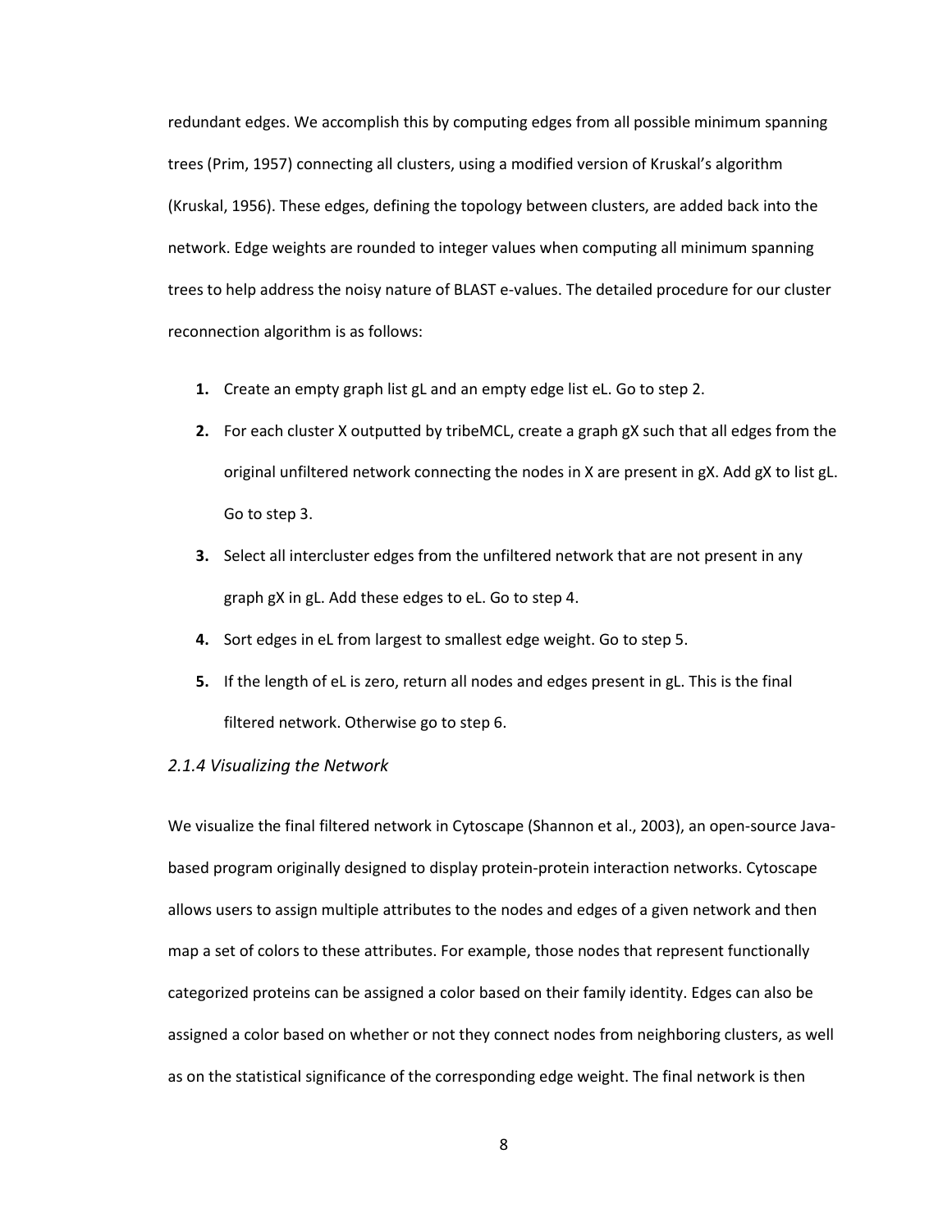redundant edges. We accomplish this by computing edges from all possible minimum spanning trees (Prim, 1957) connecting all clusters, using a modified version of Kruskal's algorithm (Kruskal, 1956). These edges, defining the topology between clusters, are added back into the network. Edge weights are rounded to integer values when computing all minimum spanning trees to help address the noisy nature of BLAST e-values. The detailed procedure for our cluster reconnection algorithm is as follows:

1. Create an empty graph list gL and an empty edge list eL. Go to step 2.
2. For each cluster X outputted by tribeMCL, create a graph gX such that all edges from the original unfiltered network connecting the nodes in X are present in gX. Add gX to list gL. Go to step 3.
3. Select all intercluster edges from the unfiltered network that are not present in any graph gX in gL. Add these edges to eL. Go to step 4.
4. Sort edges in eL from largest to smallest edge weight. Go to step 5.
5. If the length of eL is zero, return all nodes and edges present in gL. This is the final filtered network. Otherwise go to step 6.

### *2.1.4 Visualizing the Network*

We visualize the final filtered network in Cytoscape (Shannon et al., 2003), an open-source Java-based program originally designed to display protein-protein interaction networks. Cytoscape allows users to assign multiple attributes to the nodes and edges of a given network and then map a set of colors to these attributes. For example, those nodes that represent functionally categorized proteins can be assigned a color based on their family identity. Edges can also be assigned a color based on whether or not they connect nodes from neighboring clusters, as well as on the statistical significance of the corresponding edge weight. The final network is then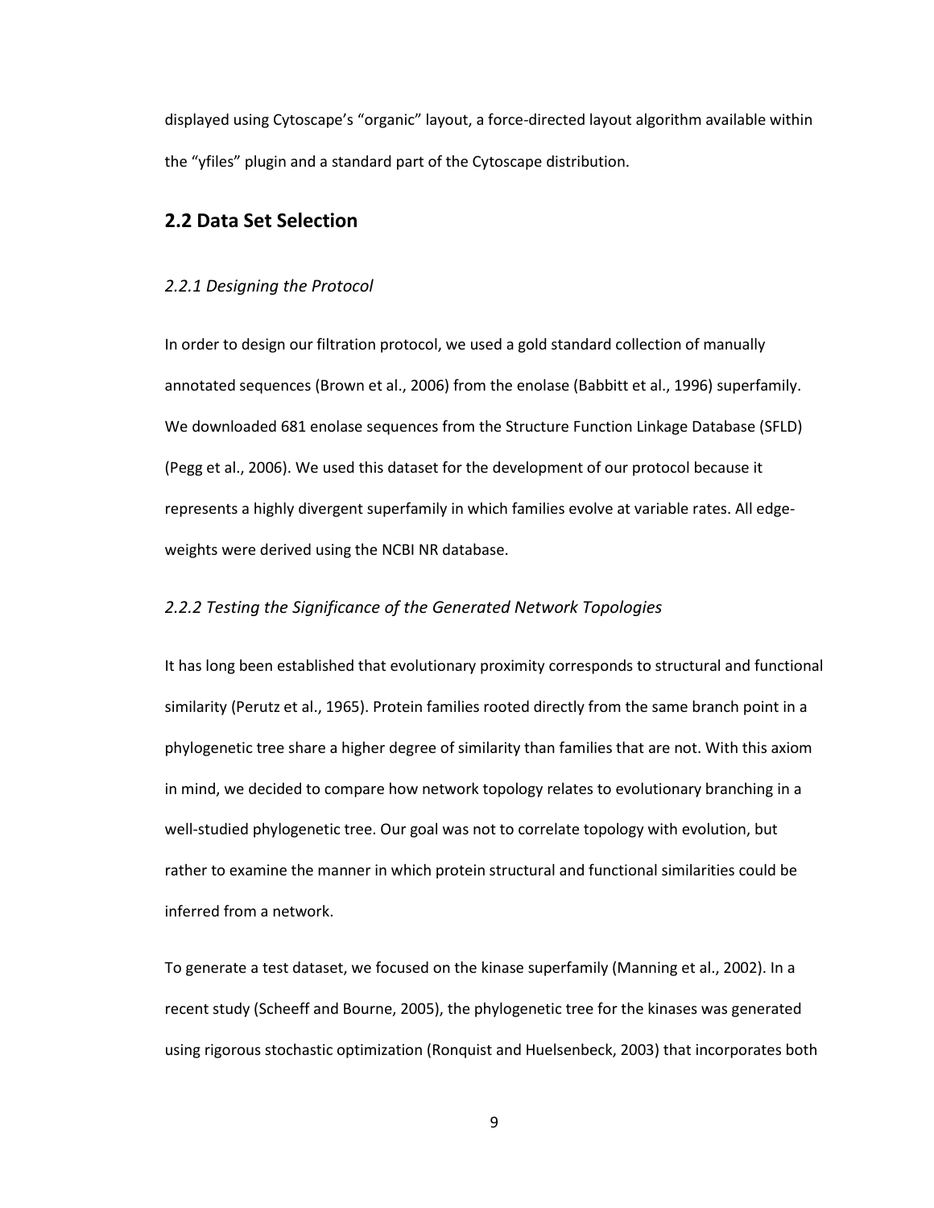displayed using Cytoscape's "organic" layout, a force-directed layout algorithm available within the "yfiles" plugin and a standard part of the Cytoscape distribution.

## 2.2 Data Set Selection

### *2.2.1 Designing the Protocol*

In order to design our filtration protocol, we used a gold standard collection of manually annotated sequences (Brown et al., 2006) from the enolase (Babbitt et al., 1996) superfamily. We downloaded 681 enolase sequences from the Structure Function Linkage Database (SFLD) (Pegg et al., 2006). We used this dataset for the development of our protocol because it represents a highly divergent superfamily in which families evolve at variable rates. All edge-weights were derived using the NCBI NR database.

### *2.2.2 Testing the Significance of the Generated Network Topologies*

It has long been established that evolutionary proximity corresponds to structural and functional similarity (Perutz et al., 1965). Protein families rooted directly from the same branch point in a phylogenetic tree share a higher degree of similarity than families that are not. With this axiom in mind, we decided to compare how network topology relates to evolutionary branching in a well-studied phylogenetic tree. Our goal was not to correlate topology with evolution, but rather to examine the manner in which protein structural and functional similarities could be inferred from a network.

To generate a test dataset, we focused on the kinase superfamily (Manning et al., 2002). In a recent study (Scheeff and Bourne, 2005), the phylogenetic tree for the kinases was generated using rigorous stochastic optimization (Ronquist and Huelsenbeck, 2003) that incorporates both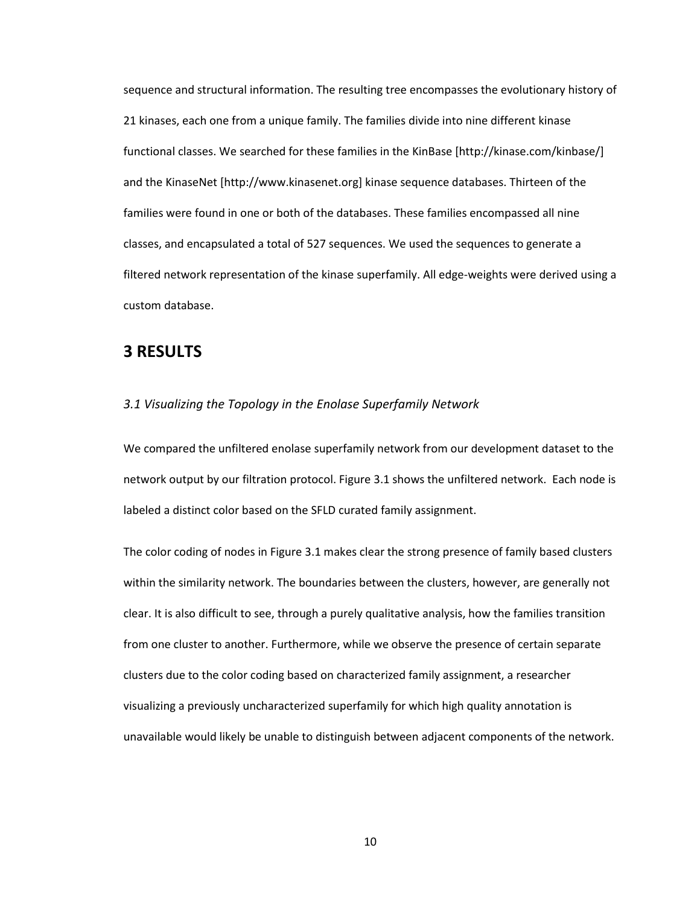sequence and structural information. The resulting tree encompasses the evolutionary history of 21 kinases, each one from a unique family. The families divide into nine different kinase functional classes. We searched for these families in the KinBase [http://kinase.com/kinbase/] and the KinaseNet [http://www.kinasenet.org] kinase sequence databases. Thirteen of the families were found in one or both of the databases. These families encompassed all nine classes, and encapsulated a total of 527 sequences. We used the sequences to generate a filtered network representation of the kinase superfamily. All edge-weights were derived using a custom database.

# 3 RESULTS

### *3.1 Visualizing the Topology in the Enolase Superfamily Network*

We compared the unfiltered enolase superfamily network from our development dataset to the network output by our filtration protocol. Figure 3.1 shows the unfiltered network. Each node is labeled a distinct color based on the SFLD curated family assignment.

The color coding of nodes in Figure 3.1 makes clear the strong presence of family based clusters within the similarity network. The boundaries between the clusters, however, are generally not clear. It is also difficult to see, through a purely qualitative analysis, how the families transition from one cluster to another. Furthermore, while we observe the presence of certain separate clusters due to the color coding based on characterized family assignment, a researcher visualizing a previously uncharacterized superfamily for which high quality annotation is unavailable would likely be unable to distinguish between adjacent components of the network.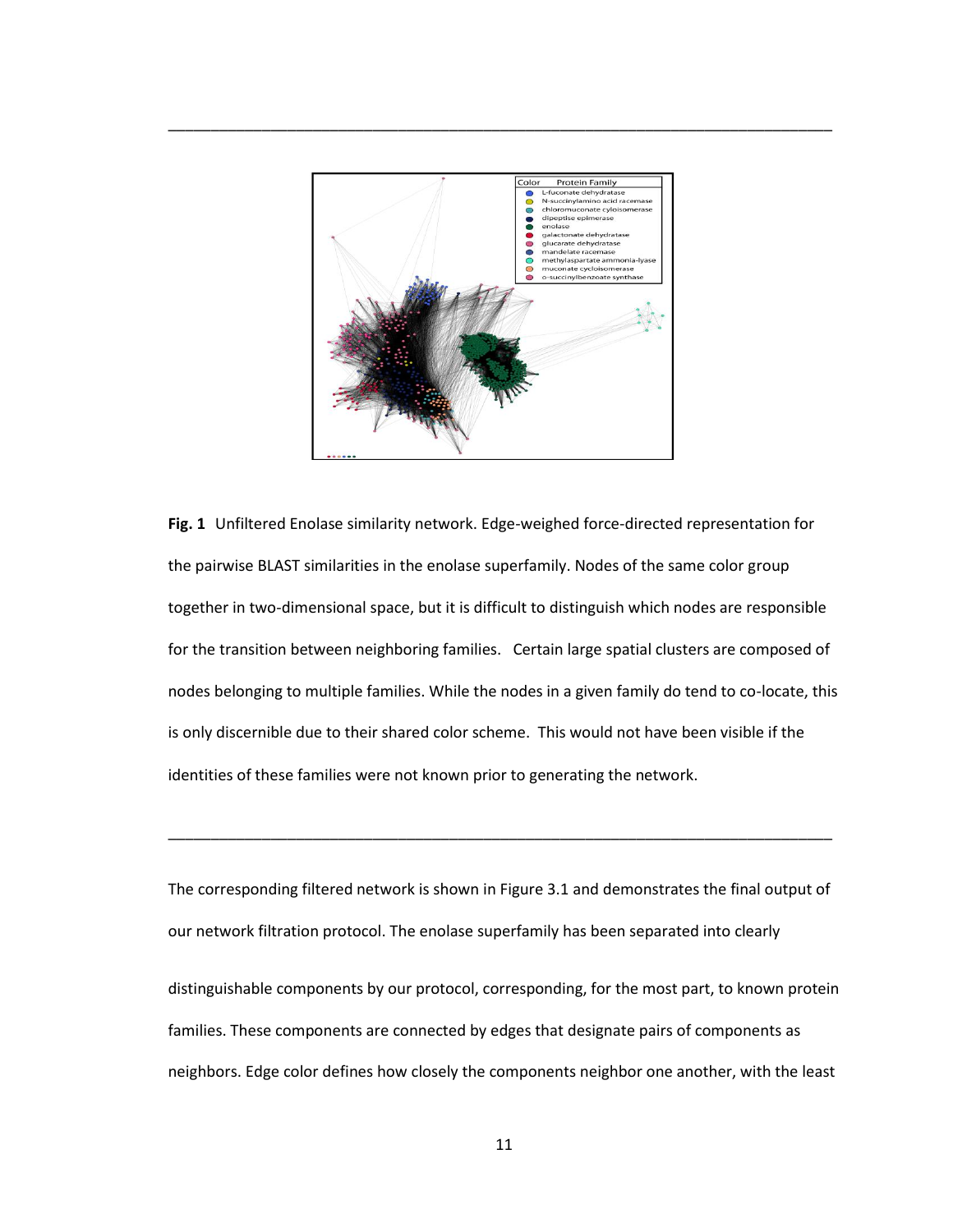---

**Fig. 1** Unfiltered Enolase similarity network. Edge-weighed force-directed representation for the pairwise BLAST similarities in the enolase superfamily. Nodes of the same color group together in two-dimensional space, but it is difficult to distinguish which nodes are responsible for the transition between neighboring families. Certain large spatial clusters are composed of nodes belonging to multiple families. While the nodes in a given family do tend to co-locate, this is only discernible due to their shared color scheme. This would not have been visible if the identities of these families were not known prior to generating the network.

---

The corresponding filtered network is shown in Figure 3.1 and demonstrates the final output of our network filtration protocol. The enolase superfamily has been separated into clearly distinguishable components by our protocol, corresponding, for the most part, to known protein families. These components are connected by edges that designate pairs of components as neighbors. Edge color defines how closely the components neighbor one another, with the least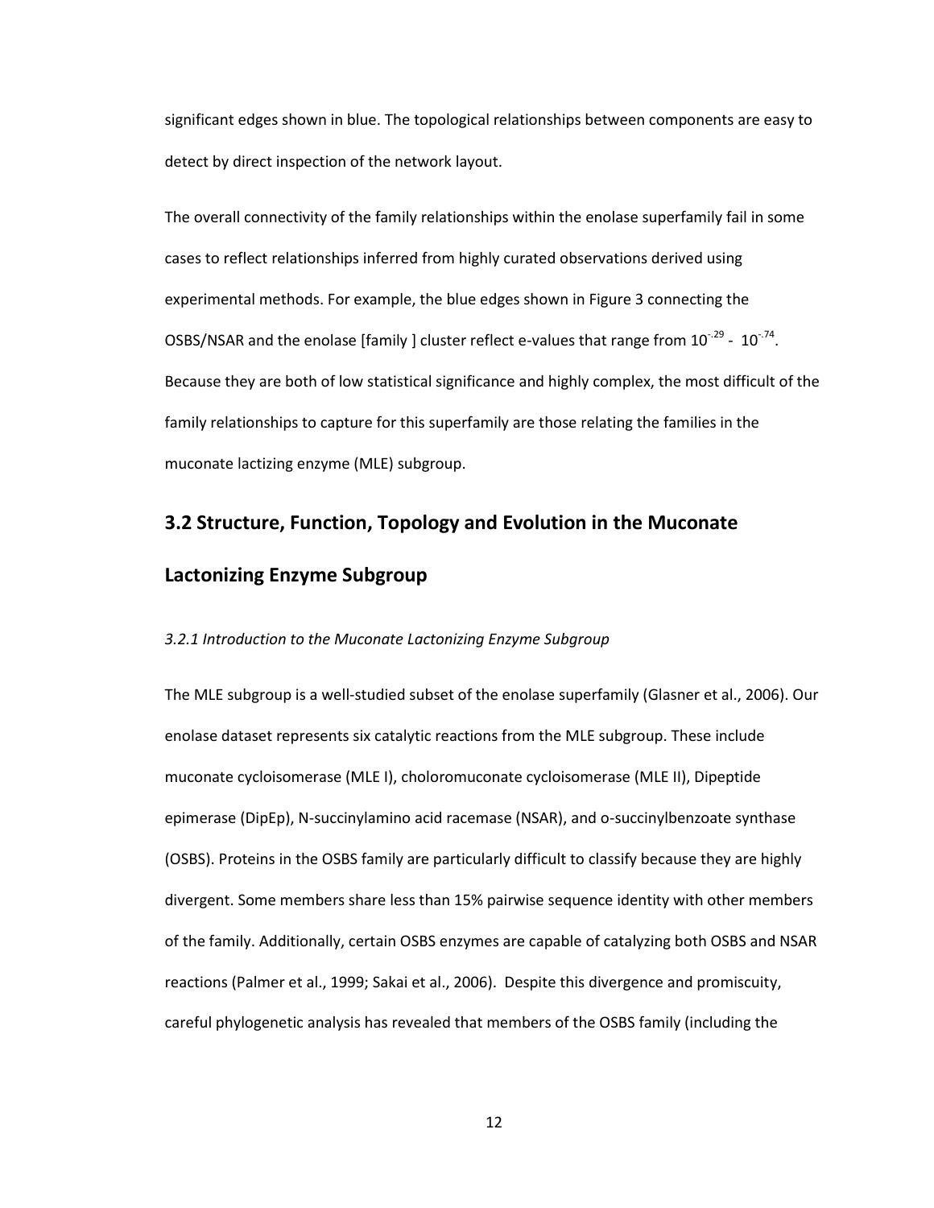significant edges shown in blue. The topological relationships between components are easy to detect by direct inspection of the network layout.

The overall connectivity of the family relationships within the enolase superfamily fail in some cases to reflect relationships inferred from highly curated observations derived using experimental methods. For example, the blue edges shown in Figure 3 connecting the OSBS/NSAR and the enolase [family ] cluster reflect e-values that range from $10^{-29}$ - $10^{-74}$. Because they are both of low statistical significance and highly complex, the most difficult of the family relationships to capture for this superfamily are those relating the families in the muconate lactizing enzyme (MLE) subgroup.

## 3.2 Structure, Function, Topology and Evolution in the Muconate Lactonizing Enzyme Subgroup

### *3.2.1 Introduction to the Muconate Lactonizing Enzyme Subgroup*

The MLE subgroup is a well-studied subset of the enolase superfamily (Glasner et al., 2006). Our enolase dataset represents six catalytic reactions from the MLE subgroup. These include muconate cycloisomerase (MLE I), choloromuconate cycloisomerase (MLE II), Dipeptide epimerase (DipEp), N-succinylamino acid racemase (NSAR), and o-succinylbenzoate synthase (OSBS). Proteins in the OSBS family are particularly difficult to classify because they are highly divergent. Some members share less than 15% pairwise sequence identity with other members of the family. Additionally, certain OSBS enzymes are capable of catalyzing both OSBS and NSAR reactions (Palmer et al., 1999; Sakai et al., 2006). Despite this divergence and promiscuity, careful phylogenetic analysis has revealed that members of the OSBS family (including the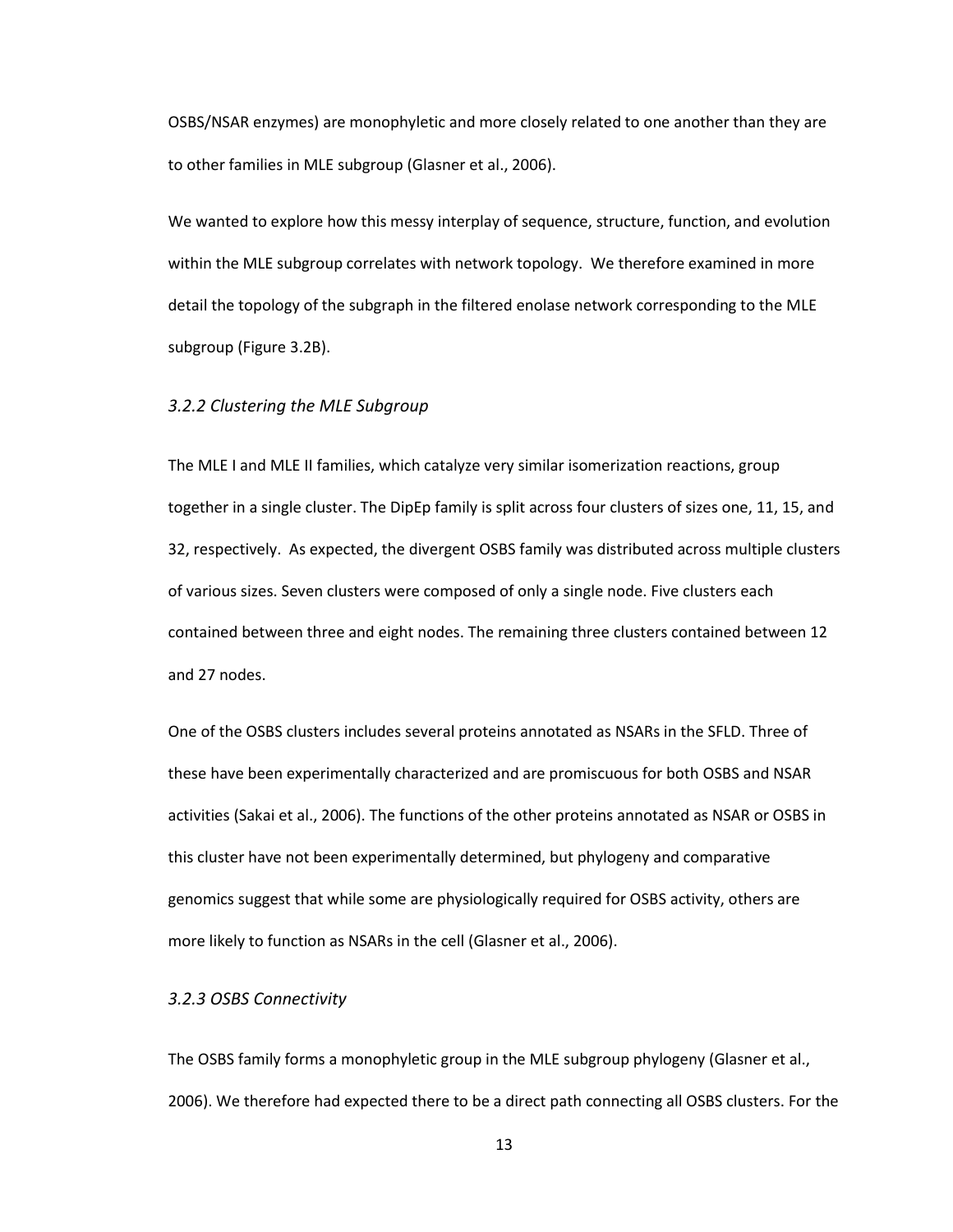OSBS/NSAR enzymes) are monophyletic and more closely related to one another than they are to other families in MLE subgroup (Glasner et al., 2006).

We wanted to explore how this messy interplay of sequence, structure, function, and evolution within the MLE subgroup correlates with network topology. We therefore examined in more detail the topology of the subgraph in the filtered enolase network corresponding to the MLE subgroup (Figure 3.2B).

### *3.2.2 Clustering the MLE Subgroup*

The MLE I and MLE II families, which catalyze very similar isomerization reactions, group together in a single cluster. The DipEp family is split across four clusters of sizes one, 11, 15, and 32, respectively. As expected, the divergent OSBS family was distributed across multiple clusters of various sizes. Seven clusters were composed of only a single node. Five clusters each contained between three and eight nodes. The remaining three clusters contained between 12 and 27 nodes.

One of the OSBS clusters includes several proteins annotated as NSARs in the SFLD. Three of these have been experimentally characterized and are promiscuous for both OSBS and NSAR activities (Sakai et al., 2006). The functions of the other proteins annotated as NSAR or OSBS in this cluster have not been experimentally determined, but phylogeny and comparative genomics suggest that while some are physiologically required for OSBS activity, others are more likely to function as NSARs in the cell (Glasner et al., 2006).

### *3.2.3 OSBS Connectivity*

The OSBS family forms a monophyletic group in the MLE subgroup phylogeny (Glasner et al., 2006). We therefore had expected there to be a direct path connecting all OSBS clusters. For the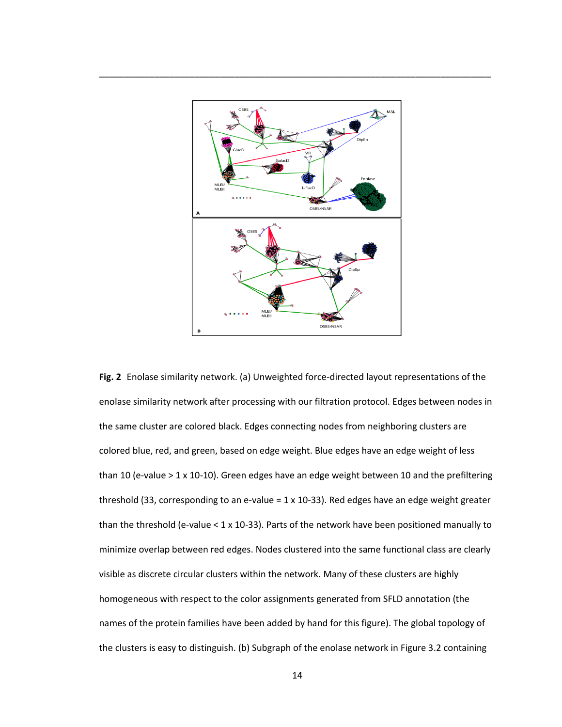**Fig. 2** Enolase similarity network. (a) Unweighted force-directed layout representations of the enolase similarity network after processing with our filtration protocol. Edges between nodes in the same cluster are colored black. Edges connecting nodes from neighboring clusters are colored blue, red, and green, based on edge weight. Blue edges have an edge weight of less than 10 (e-value > 1 x 10-10). Green edges have an edge weight between 10 and the prefiltering threshold (33, corresponding to an e-value = 1 x 10-33). Red edges have an edge weight greater than the threshold (e-value < 1 x 10-33). Parts of the network have been positioned manually to minimize overlap between red edges. Nodes clustered into the same functional class are clearly visible as discrete circular clusters within the network. Many of these clusters are highly homogeneous with respect to the color assignments generated from SFLD annotation (the names of the protein families have been added by hand for this figure). The global topology of the clusters is easy to distinguish. (b) Subgraph of the enolase network in Figure 3.2 containing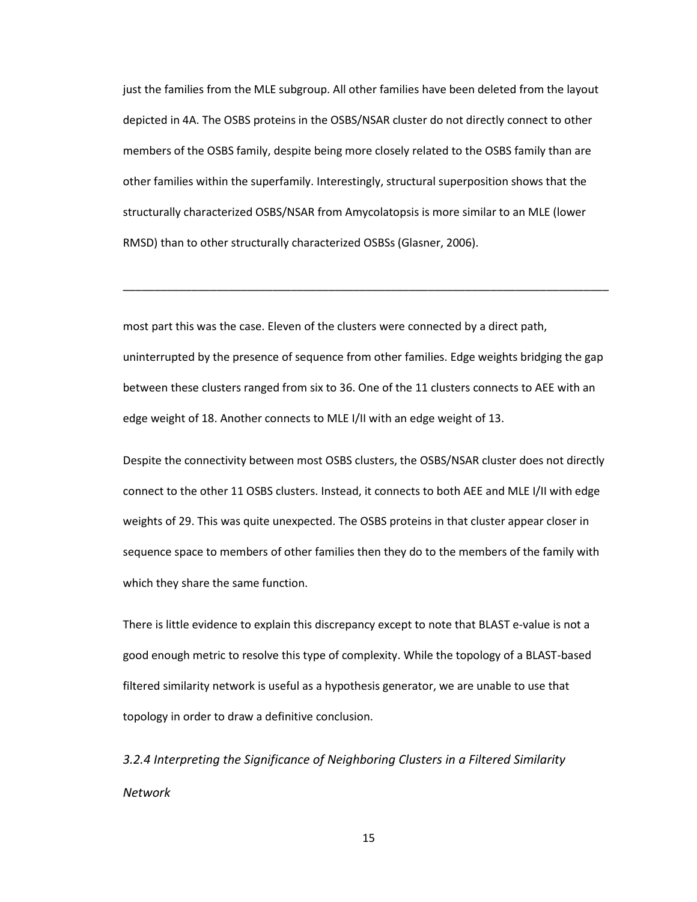just the families from the MLE subgroup. All other families have been deleted from the layout depicted in 4A. The OSBS proteins in the OSBS/NSAR cluster do not directly connect to other members of the OSBS family, despite being more closely related to the OSBS family than are other families within the superfamily. Interestingly, structural superposition shows that the structurally characterized OSBS/NSAR from Amycolatopsis is more similar to an MLE (lower RMSD) than to other structurally characterized OSBSs (Glasner, 2006).

---

most part this was the case. Eleven of the clusters were connected by a direct path, uninterrupted by the presence of sequence from other families. Edge weights bridging the gap between these clusters ranged from six to 36. One of the 11 clusters connects to AEE with an edge weight of 18. Another connects to MLE I/II with an edge weight of 13.

Despite the connectivity between most OSBS clusters, the OSBS/NSAR cluster does not directly connect to the other 11 OSBS clusters. Instead, it connects to both AEE and MLE I/II with edge weights of 29. This was quite unexpected. The OSBS proteins in that cluster appear closer in sequence space to members of other families then they do to the members of the family with which they share the same function.

There is little evidence to explain this discrepancy except to note that BLAST e-value is not a good enough metric to resolve this type of complexity. While the topology of a BLAST-based filtered similarity network is useful as a hypothesis generator, we are unable to use that topology in order to draw a definitive conclusion.

### *3.2.4 Interpreting the Significance of Neighboring Clusters in a Filtered Similarity Network*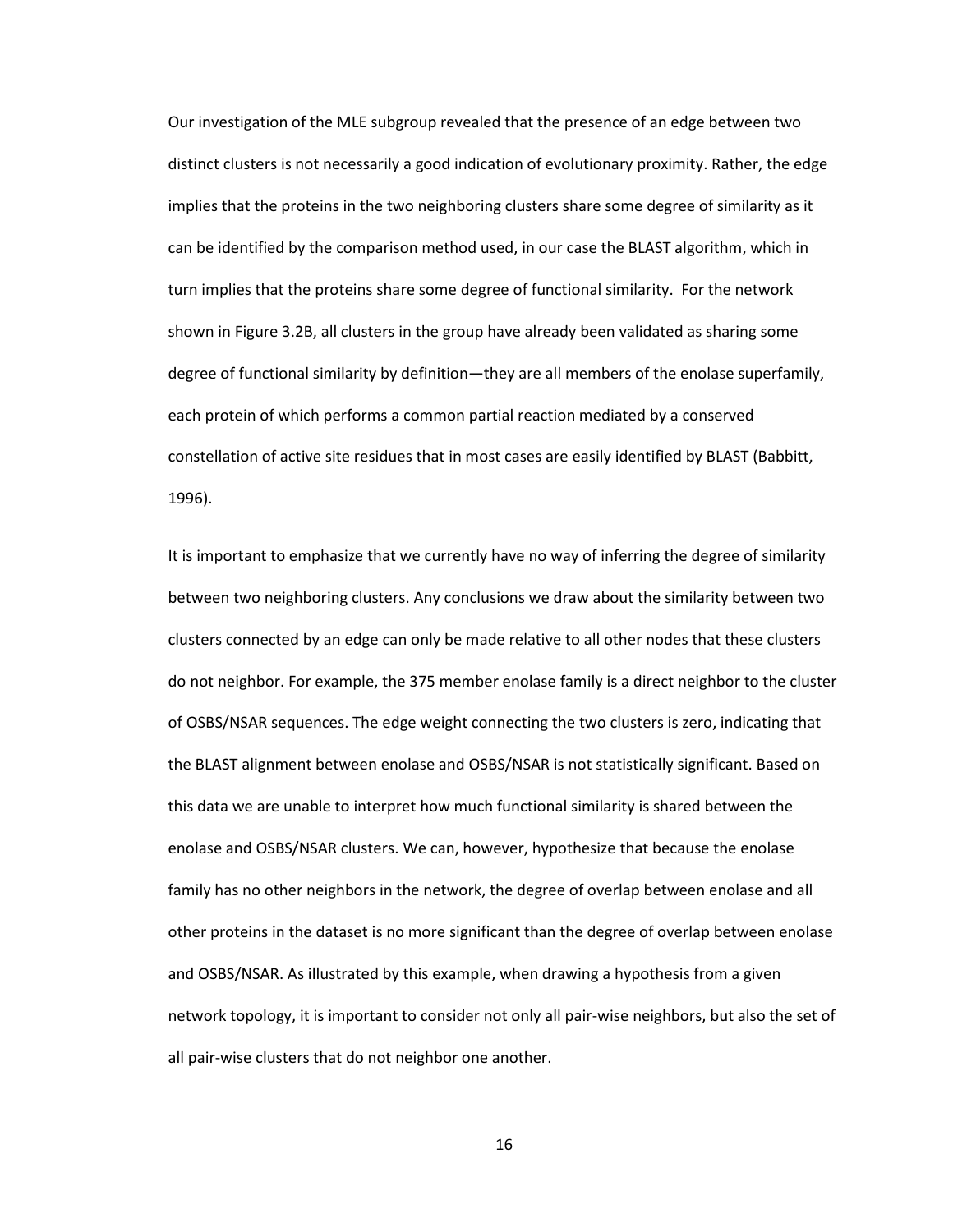Our investigation of the MLE subgroup revealed that the presence of an edge between two distinct clusters is not necessarily a good indication of evolutionary proximity. Rather, the edge implies that the proteins in the two neighboring clusters share some degree of similarity as it can be identified by the comparison method used, in our case the BLAST algorithm, which in turn implies that the proteins share some degree of functional similarity. For the network shown in Figure 3.2B, all clusters in the group have already been validated as sharing some degree of functional similarity by definition—they are all members of the enolase superfamily, each protein of which performs a common partial reaction mediated by a conserved constellation of active site residues that in most cases are easily identified by BLAST (Babbitt, 1996).

It is important to emphasize that we currently have no way of inferring the degree of similarity between two neighboring clusters. Any conclusions we draw about the similarity between two clusters connected by an edge can only be made relative to all other nodes that these clusters do not neighbor. For example, the 375 member enolase family is a direct neighbor to the cluster of OSBS/NSAR sequences. The edge weight connecting the two clusters is zero, indicating that the BLAST alignment between enolase and OSBS/NSAR is not statistically significant. Based on this data we are unable to interpret how much functional similarity is shared between the enolase and OSBS/NSAR clusters. We can, however, hypothesize that because the enolase family has no other neighbors in the network, the degree of overlap between enolase and all other proteins in the dataset is no more significant than the degree of overlap between enolase and OSBS/NSAR. As illustrated by this example, when drawing a hypothesis from a given network topology, it is important to consider not only all pair-wise neighbors, but also the set of all pair-wise clusters that do not neighbor one another.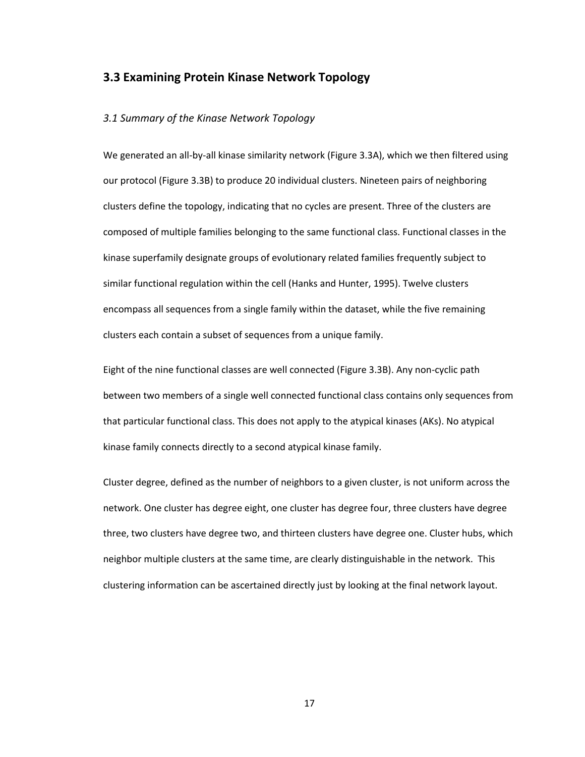## 3.3 Examining Protein Kinase Network Topology

### *3.1 Summary of the Kinase Network Topology*

We generated an all-by-all kinase similarity network (Figure 3.3A), which we then filtered using our protocol (Figure 3.3B) to produce 20 individual clusters. Nineteen pairs of neighboring clusters define the topology, indicating that no cycles are present. Three of the clusters are composed of multiple families belonging to the same functional class. Functional classes in the kinase superfamily designate groups of evolutionary related families frequently subject to similar functional regulation within the cell (Hanks and Hunter, 1995). Twelve clusters encompass all sequences from a single family within the dataset, while the five remaining clusters each contain a subset of sequences from a unique family.

Eight of the nine functional classes are well connected (Figure 3.3B). Any non-cyclic path between two members of a single well connected functional class contains only sequences from that particular functional class. This does not apply to the atypical kinases (AKs). No atypical kinase family connects directly to a second atypical kinase family.

Cluster degree, defined as the number of neighbors to a given cluster, is not uniform across the network. One cluster has degree eight, one cluster has degree four, three clusters have degree three, two clusters have degree two, and thirteen clusters have degree one. Cluster hubs, which neighbor multiple clusters at the same time, are clearly distinguishable in the network. This clustering information can be ascertained directly just by looking at the final network layout.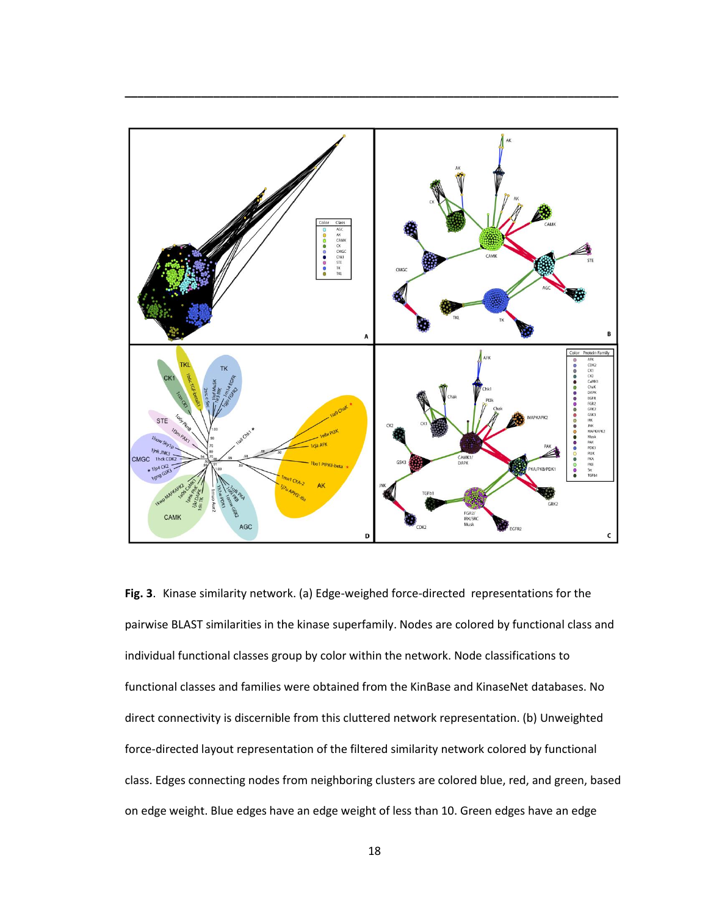**Fig. 3**. Kinase similarity network. (a) Edge-weighed force-directed representations for the pairwise BLAST similarities in the kinase superfamily. Nodes are colored by functional class and individual functional classes group by color within the network. Node classifications to functional classes and families were obtained from the KinBase and KinaseNet databases. No direct connectivity is discernible from this cluttered network representation. (b) Unweighted force-directed layout representation of the filtered similarity network colored by functional class. Edges connecting nodes from neighboring clusters are colored blue, red, and green, based on edge weight. Blue edges have an edge weight of less than 10. Green edges have an edge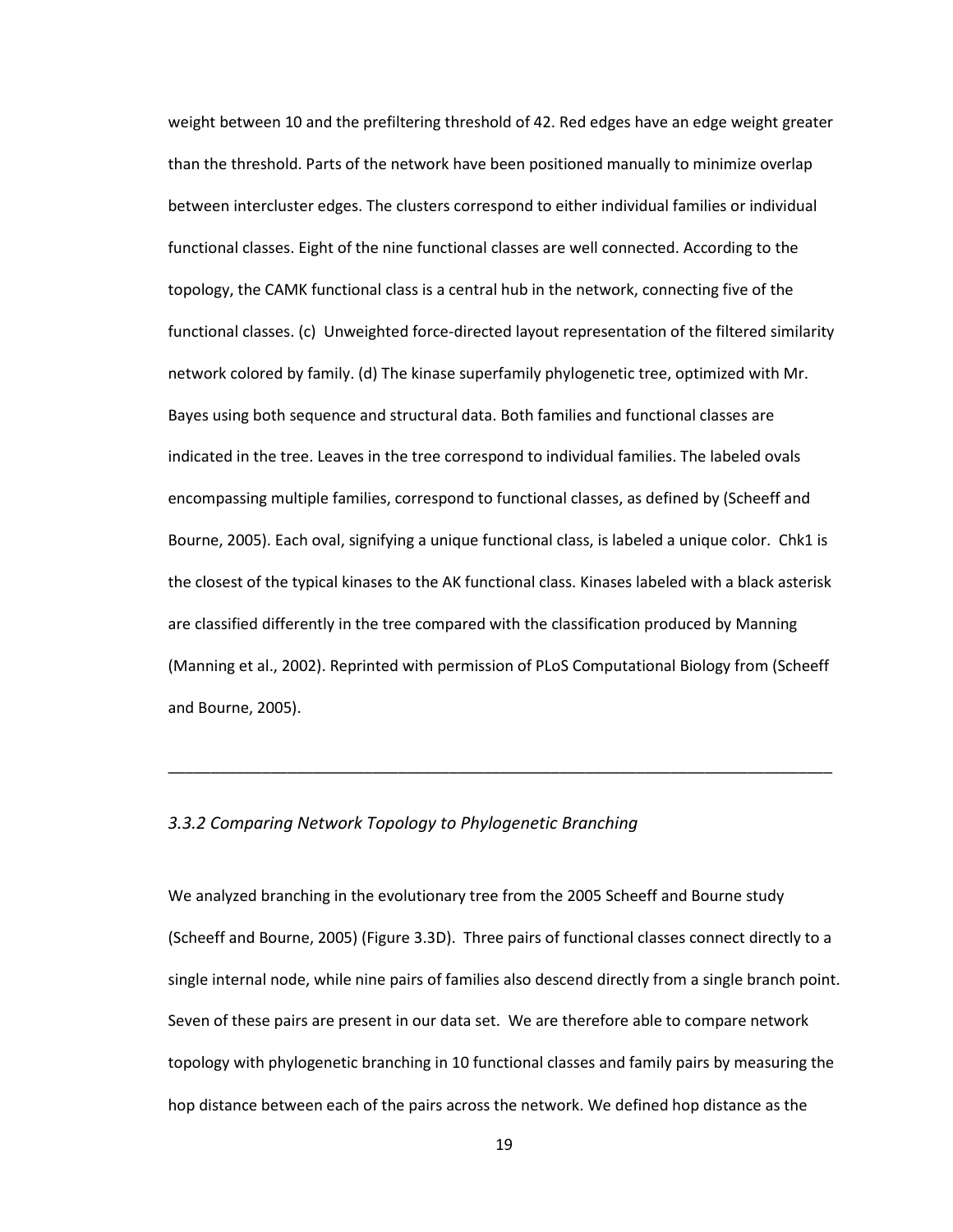weight between 10 and the prefiltering threshold of 42. Red edges have an edge weight greater than the threshold. Parts of the network have been positioned manually to minimize overlap between intercluster edges. The clusters correspond to either individual families or individual functional classes. Eight of the nine functional classes are well connected. According to the topology, the CAMK functional class is a central hub in the network, connecting five of the functional classes. (c) Unweighted force-directed layout representation of the filtered similarity network colored by family. (d) The kinase superfamily phylogenetic tree, optimized with Mr. Bayes using both sequence and structural data. Both families and functional classes are indicated in the tree. Leaves in the tree correspond to individual families. The labeled ovals encompassing multiple families, correspond to functional classes, as defined by (Scheeff and Bourne, 2005). Each oval, signifying a unique functional class, is labeled a unique color. Chk1 is the closest of the typical kinases to the AK functional class. Kinases labeled with a black asterisk are classified differently in the tree compared with the classification produced by Manning (Manning et al., 2002). Reprinted with permission of PLoS Computational Biology from (Scheeff and Bourne, 2005).

---

### *3.3.2 Comparing Network Topology to Phylogenetic Branching*

We analyzed branching in the evolutionary tree from the 2005 Scheeff and Bourne study (Scheeff and Bourne, 2005) (Figure 3.3D). Three pairs of functional classes connect directly to a single internal node, while nine pairs of families also descend directly from a single branch point. Seven of these pairs are present in our data set. We are therefore able to compare network topology with phylogenetic branching in 10 functional classes and family pairs by measuring the hop distance between each of the pairs across the network. We defined hop distance as the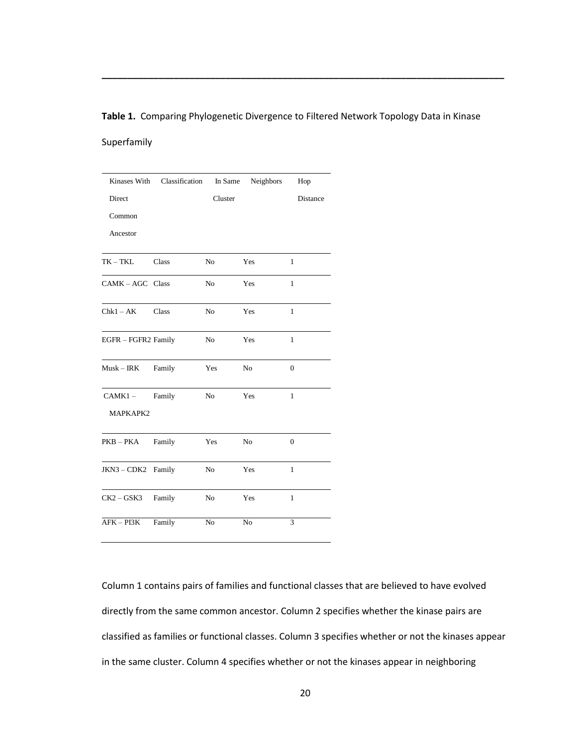**Table 1.** Comparing Phylogenetic Divergence to Filtered Network Topology Data in Kinase Superfamily

| Kinases With Direct Common Ancestor | Classification | In Same Cluster | Neighbors | Hop Distance |
|---|---|---|---|---|
| TK – TKL | Class | No | Yes | 1 |
| CAMK – AGC | Class | No | Yes | 1 |
| Chk1 – AK | Class | No | Yes | 1 |
| EGFR – FGFR2 | Family | No | Yes | 1 |
| Musk – IRK | Family | Yes | No | 0 |
| CAMK1 – MAPKAPK2 | Family | No | Yes | 1 |
| PKB – PKA | Family | Yes | No | 0 |
| JKN3 – CDK2 | Family | No | Yes | 1 |
| CK2 – GSK3 | Family | No | Yes | 1 |
| AFK – PI3K | Family | No | No | 3 |

Column 1 contains pairs of families and functional classes that are believed to have evolved directly from the same common ancestor. Column 2 specifies whether the kinase pairs are classified as families or functional classes. Column 3 specifies whether or not the kinases appear in the same cluster. Column 4 specifies whether or not the kinases appear in neighboring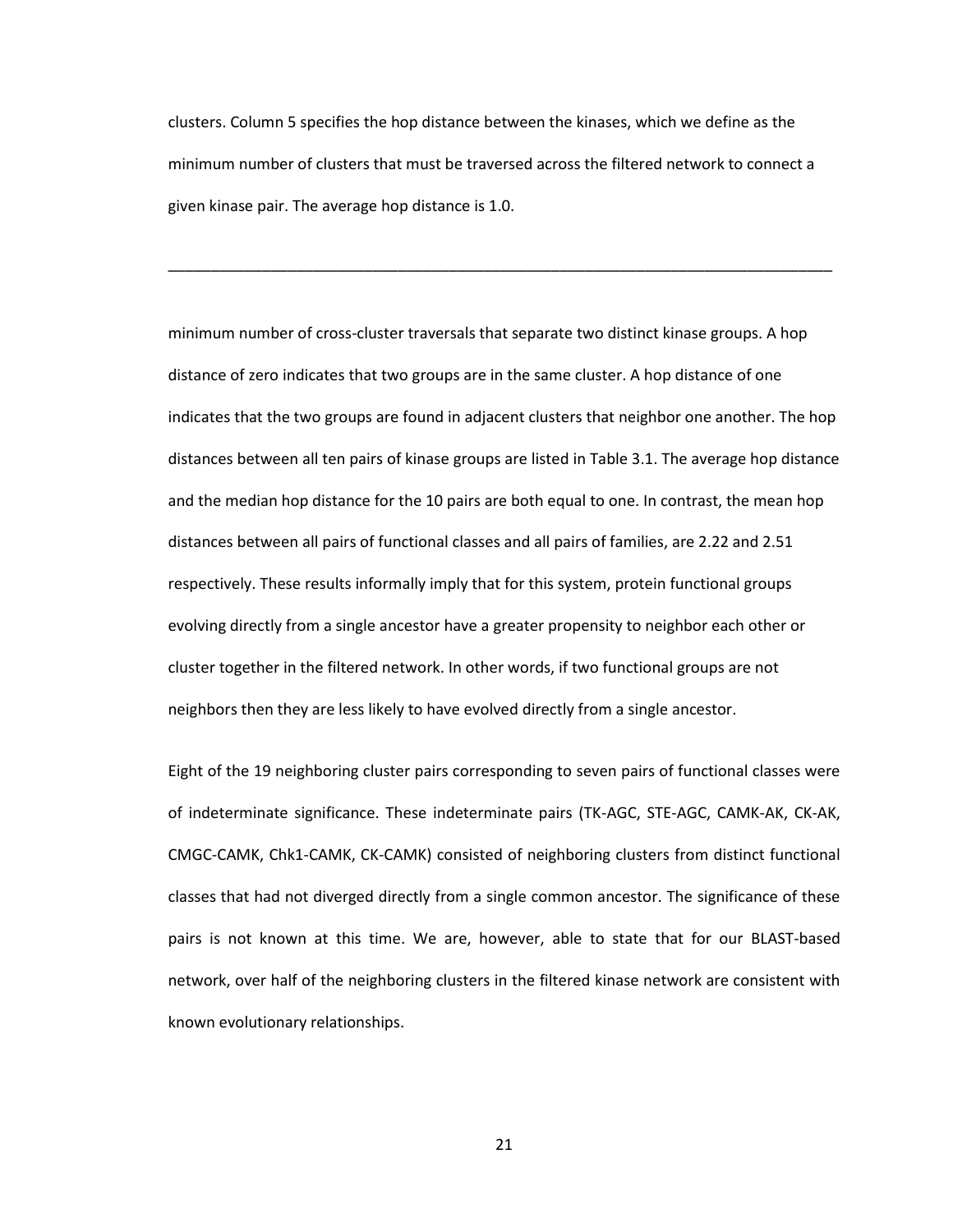clusters. Column 5 specifies the hop distance between the kinases, which we define as the minimum number of clusters that must be traversed across the filtered network to connect a given kinase pair. The average hop distance is 1.0.

---

minimum number of cross-cluster traversals that separate two distinct kinase groups. A hop distance of zero indicates that two groups are in the same cluster. A hop distance of one indicates that the two groups are found in adjacent clusters that neighbor one another. The hop distances between all ten pairs of kinase groups are listed in Table 3.1. The average hop distance and the median hop distance for the 10 pairs are both equal to one. In contrast, the mean hop distances between all pairs of functional classes and all pairs of families, are 2.22 and 2.51 respectively. These results informally imply that for this system, protein functional groups evolving directly from a single ancestor have a greater propensity to neighbor each other or cluster together in the filtered network. In other words, if two functional groups are not neighbors then they are less likely to have evolved directly from a single ancestor.

Eight of the 19 neighboring cluster pairs corresponding to seven pairs of functional classes were of indeterminate significance. These indeterminate pairs (TK-AGC, STE-AGC, CAMK-AK, CK-AK, CMGC-CAMK, Chk1-CAMK, CK-CAMK) consisted of neighboring clusters from distinct functional classes that had not diverged directly from a single common ancestor. The significance of these pairs is not known at this time. We are, however, able to state that for our BLAST-based network, over half of the neighboring clusters in the filtered kinase network are consistent with known evolutionary relationships.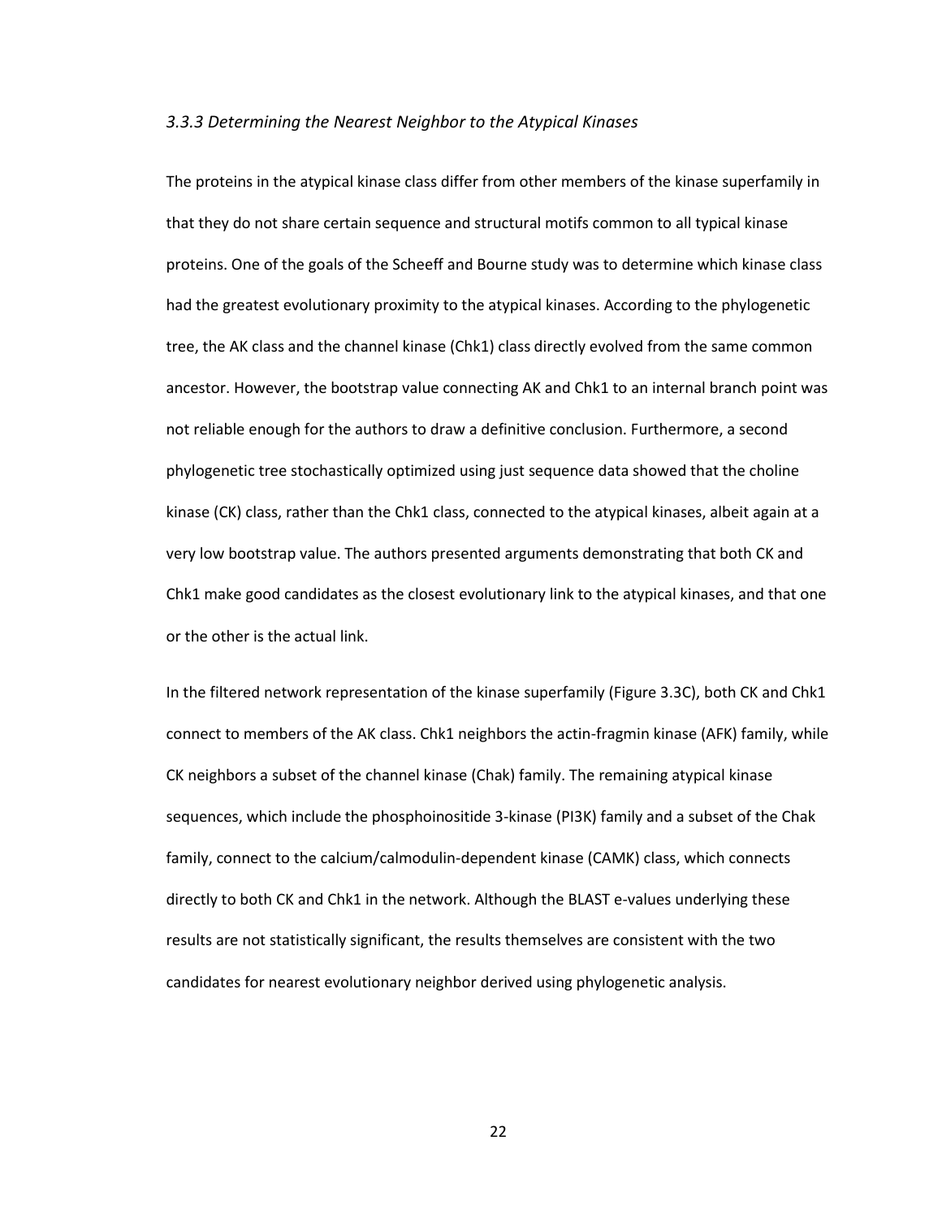### *3.3.3 Determining the Nearest Neighbor to the Atypical Kinases*

The proteins in the atypical kinase class differ from other members of the kinase superfamily in that they do not share certain sequence and structural motifs common to all typical kinase proteins. One of the goals of the Scheeff and Bourne study was to determine which kinase class had the greatest evolutionary proximity to the atypical kinases. According to the phylogenetic tree, the AK class and the channel kinase (Chk1) class directly evolved from the same common ancestor. However, the bootstrap value connecting AK and Chk1 to an internal branch point was not reliable enough for the authors to draw a definitive conclusion. Furthermore, a second phylogenetic tree stochastically optimized using just sequence data showed that the choline kinase (CK) class, rather than the Chk1 class, connected to the atypical kinases, albeit again at a very low bootstrap value. The authors presented arguments demonstrating that both CK and Chk1 make good candidates as the closest evolutionary link to the atypical kinases, and that one or the other is the actual link.

In the filtered network representation of the kinase superfamily (Figure 3.3C), both CK and Chk1 connect to members of the AK class. Chk1 neighbors the actin-fragmin kinase (AFK) family, while CK neighbors a subset of the channel kinase (Chak) family. The remaining atypical kinase sequences, which include the phosphoinositide 3-kinase (PI3K) family and a subset of the Chak family, connect to the calcium/calmodulin-dependent kinase (CAMK) class, which connects directly to both CK and Chk1 in the network. Although the BLAST e-values underlying these results are not statistically significant, the results themselves are consistent with the two candidates for nearest evolutionary neighbor derived using phylogenetic analysis.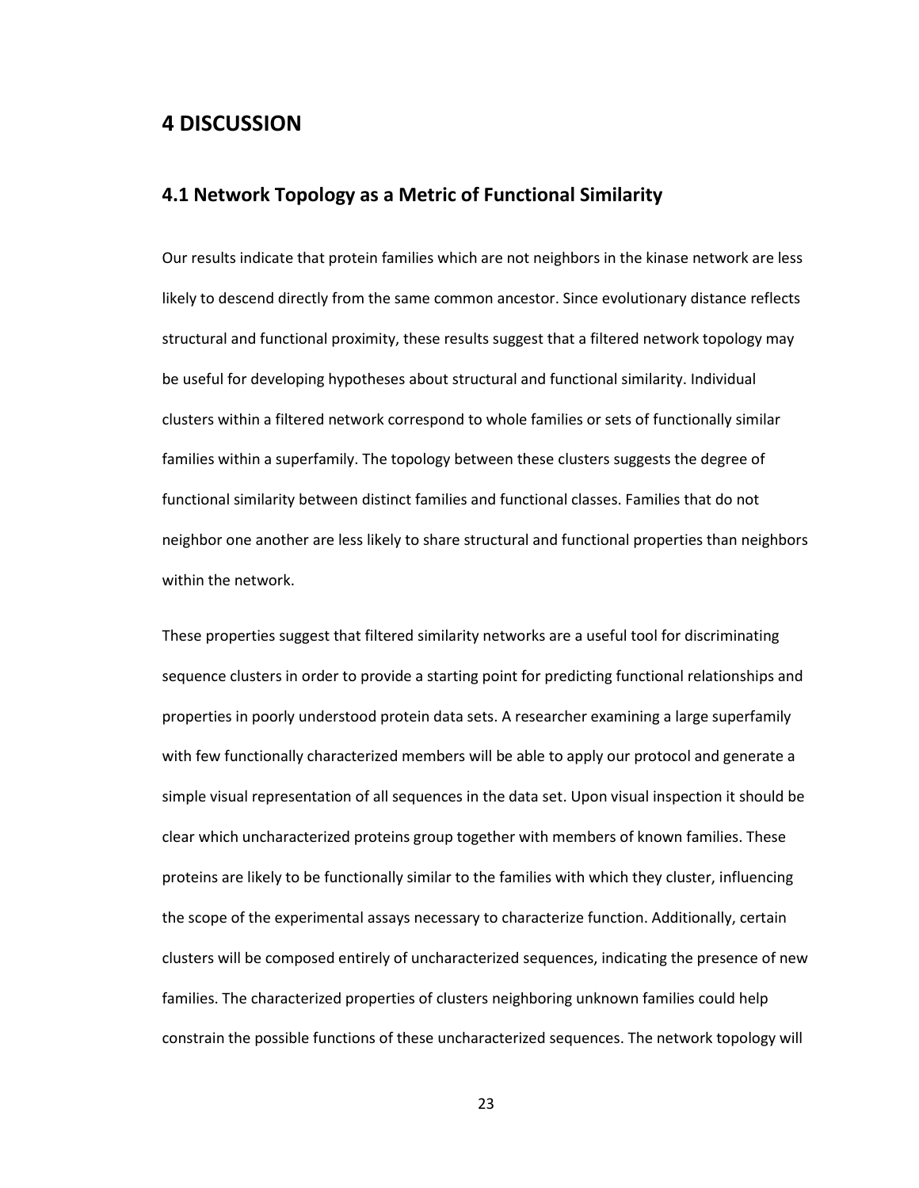// ... existing code ...

# 4 DISCUSSION

## 4.1 Network Topology as a Metric of Functional Similarity

Our results indicate that protein families which are not neighbors in the kinase network are less likely to descend directly from the same common ancestor. Since evolutionary distance reflects structural and functional proximity, these results suggest that a filtered network topology may be useful for developing hypotheses about structural and functional similarity. Individual clusters within a filtered network correspond to whole families or sets of functionally similar families within a superfamily. The topology between these clusters suggests the degree of functional similarity between distinct families and functional classes. Families that do not neighbor one another are less likely to share structural and functional properties than neighbors within the network.

These properties suggest that filtered similarity networks are a useful tool for discriminating sequence clusters in order to provide a starting point for predicting functional relationships and properties in poorly understood protein data sets. A researcher examining a large superfamily with few functionally characterized members will be able to apply our protocol and generate a simple visual representation of all sequences in the data set. Upon visual inspection it should be clear which uncharacterized proteins group together with members of known families. These proteins are likely to be functionally similar to the families with which they cluster, influencing the scope of the experimental assays necessary to characterize function. Additionally, certain clusters will be composed entirely of uncharacterized sequences, indicating the presence of new families. The characterized properties of clusters neighboring unknown families could help constrain the possible functions of these uncharacterized sequences. The network topology will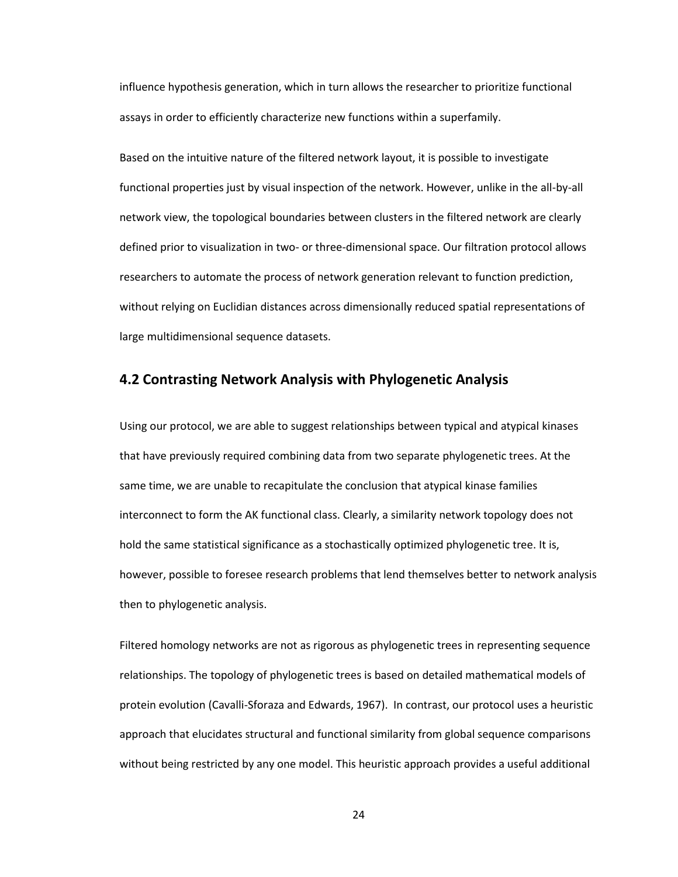influence hypothesis generation, which in turn allows the researcher to prioritize functional assays in order to efficiently characterize new functions within a superfamily.

Based on the intuitive nature of the filtered network layout, it is possible to investigate functional properties just by visual inspection of the network. However, unlike in the all-by-all network view, the topological boundaries between clusters in the filtered network are clearly defined prior to visualization in two- or three-dimensional space. Our filtration protocol allows researchers to automate the process of network generation relevant to function prediction, without relying on Euclidian distances across dimensionally reduced spatial representations of large multidimensional sequence datasets.

## 4.2 Contrasting Network Analysis with Phylogenetic Analysis

Using our protocol, we are able to suggest relationships between typical and atypical kinases that have previously required combining data from two separate phylogenetic trees. At the same time, we are unable to recapitulate the conclusion that atypical kinase families interconnect to form the AK functional class. Clearly, a similarity network topology does not hold the same statistical significance as a stochastically optimized phylogenetic tree. It is, however, possible to foresee research problems that lend themselves better to network analysis then to phylogenetic analysis.

Filtered homology networks are not as rigorous as phylogenetic trees in representing sequence relationships. The topology of phylogenetic trees is based on detailed mathematical models of protein evolution (Cavalli-Sforaza and Edwards, 1967). In contrast, our protocol uses a heuristic approach that elucidates structural and functional similarity from global sequence comparisons without being restricted by any one model. This heuristic approach provides a useful additional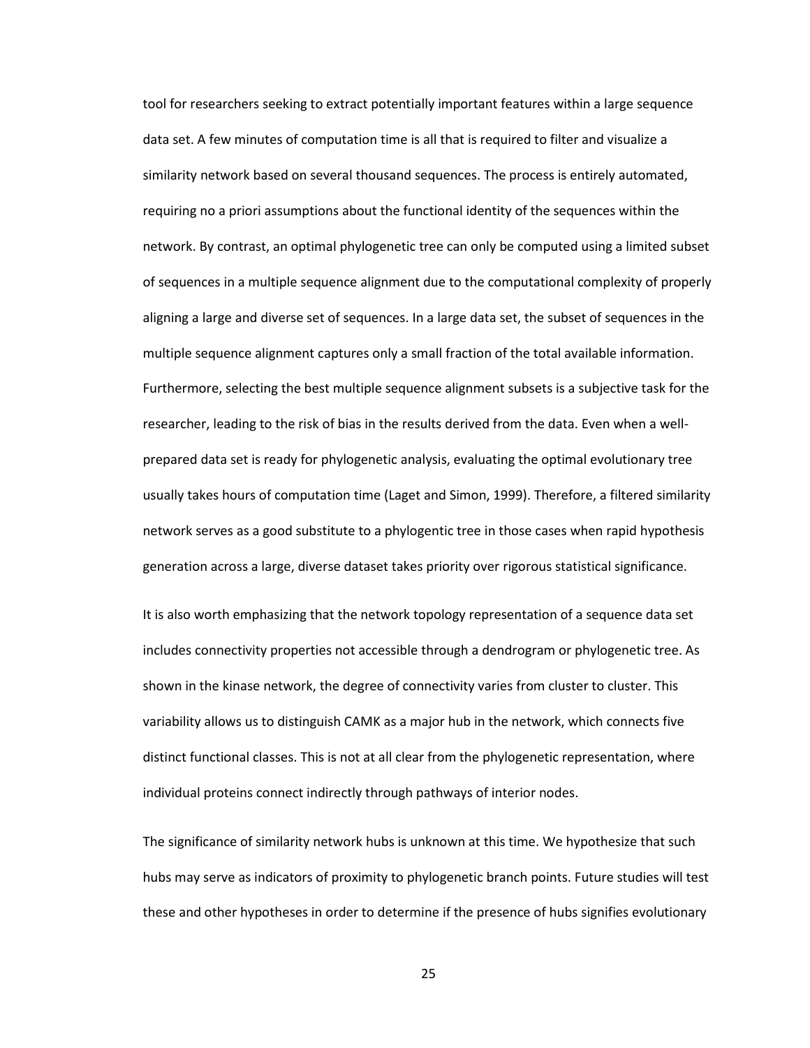tool for researchers seeking to extract potentially important features within a large sequence data set. A few minutes of computation time is all that is required to filter and visualize a similarity network based on several thousand sequences. The process is entirely automated, requiring no a priori assumptions about the functional identity of the sequences within the network. By contrast, an optimal phylogenetic tree can only be computed using a limited subset of sequences in a multiple sequence alignment due to the computational complexity of properly aligning a large and diverse set of sequences. In a large data set, the subset of sequences in the multiple sequence alignment captures only a small fraction of the total available information. Furthermore, selecting the best multiple sequence alignment subsets is a subjective task for the researcher, leading to the risk of bias in the results derived from the data. Even when a well-prepared data set is ready for phylogenetic analysis, evaluating the optimal evolutionary tree usually takes hours of computation time (Laget and Simon, 1999). Therefore, a filtered similarity network serves as a good substitute to a phylogentic tree in those cases when rapid hypothesis generation across a large, diverse dataset takes priority over rigorous statistical significance.

It is also worth emphasizing that the network topology representation of a sequence data set includes connectivity properties not accessible through a dendrogram or phylogenetic tree. As shown in the kinase network, the degree of connectivity varies from cluster to cluster. This variability allows us to distinguish CAMK as a major hub in the network, which connects five distinct functional classes. This is not at all clear from the phylogenetic representation, where individual proteins connect indirectly through pathways of interior nodes.

The significance of similarity network hubs is unknown at this time. We hypothesize that such hubs may serve as indicators of proximity to phylogenetic branch points. Future studies will test these and other hypotheses in order to determine if the presence of hubs signifies evolutionary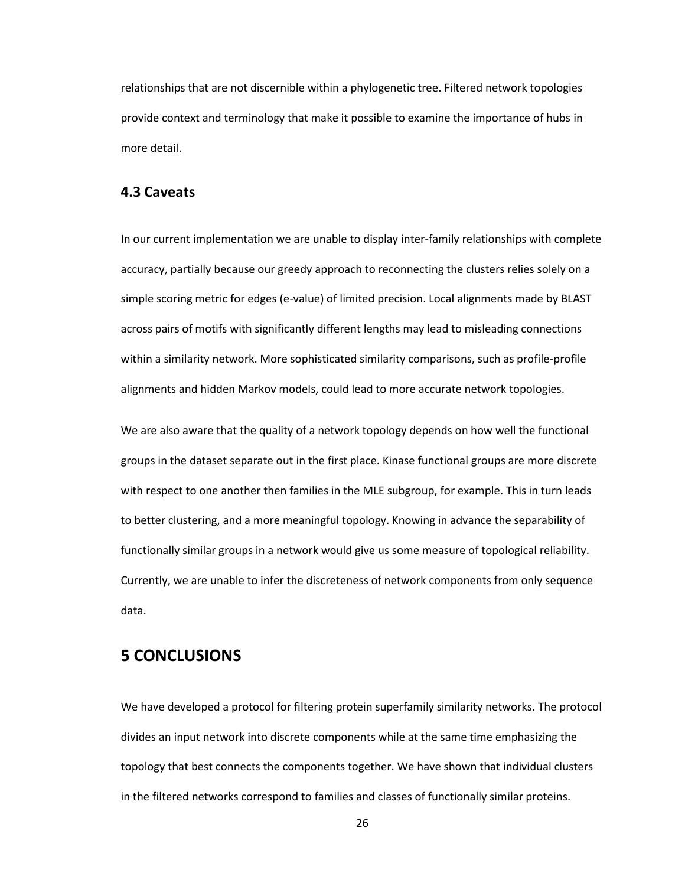relationships that are not discernible within a phylogenetic tree. Filtered network topologies provide context and terminology that make it possible to examine the importance of hubs in more detail.

### 4.3 Caveats

In our current implementation we are unable to display inter-family relationships with complete accuracy, partially because our greedy approach to reconnecting the clusters relies solely on a simple scoring metric for edges (e-value) of limited precision. Local alignments made by BLAST across pairs of motifs with significantly different lengths may lead to misleading connections within a similarity network. More sophisticated similarity comparisons, such as profile-profile alignments and hidden Markov models, could lead to more accurate network topologies.

We are also aware that the quality of a network topology depends on how well the functional groups in the dataset separate out in the first place. Kinase functional groups are more discrete with respect to one another then families in the MLE subgroup, for example. This in turn leads to better clustering, and a more meaningful topology. Knowing in advance the separability of functionally similar groups in a network would give us some measure of topological reliability. Currently, we are unable to infer the discreteness of network components from only sequence data.

## 5 CONCLUSIONS

We have developed a protocol for filtering protein superfamily similarity networks. The protocol divides an input network into discrete components while at the same time emphasizing the topology that best connects the components together. We have shown that individual clusters in the filtered networks correspond to families and classes of functionally similar proteins.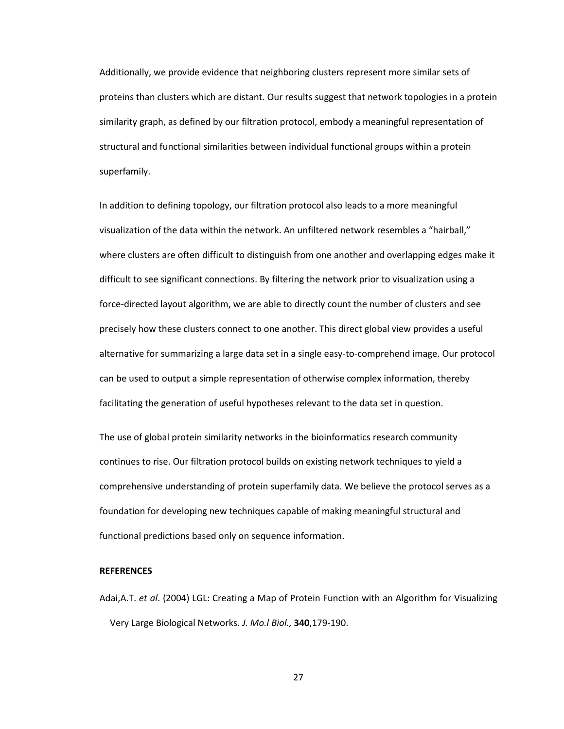Additionally, we provide evidence that neighboring clusters represent more similar sets of proteins than clusters which are distant. Our results suggest that network topologies in a protein similarity graph, as defined by our filtration protocol, embody a meaningful representation of structural and functional similarities between individual functional groups within a protein superfamily.

In addition to defining topology, our filtration protocol also leads to a more meaningful visualization of the data within the network. An unfiltered network resembles a "hairball," where clusters are often difficult to distinguish from one another and overlapping edges make it difficult to see significant connections. By filtering the network prior to visualization using a force-directed layout algorithm, we are able to directly count the number of clusters and see precisely how these clusters connect to one another. This direct global view provides a useful alternative for summarizing a large data set in a single easy-to-comprehend image. Our protocol can be used to output a simple representation of otherwise complex information, thereby facilitating the generation of useful hypotheses relevant to the data set in question.

The use of global protein similarity networks in the bioinformatics research community continues to rise. Our filtration protocol builds on existing network techniques to yield a comprehensive understanding of protein superfamily data. We believe the protocol serves as a foundation for developing new techniques capable of making meaningful structural and functional predictions based only on sequence information.

**REFERENCES**

Adai,A.T. *et al*. (2004) LGL: Creating a Map of Protein Function with an Algorithm for Visualizing Very Large Biological Networks. *J. Mo.l Biol.,* **340**,179-190.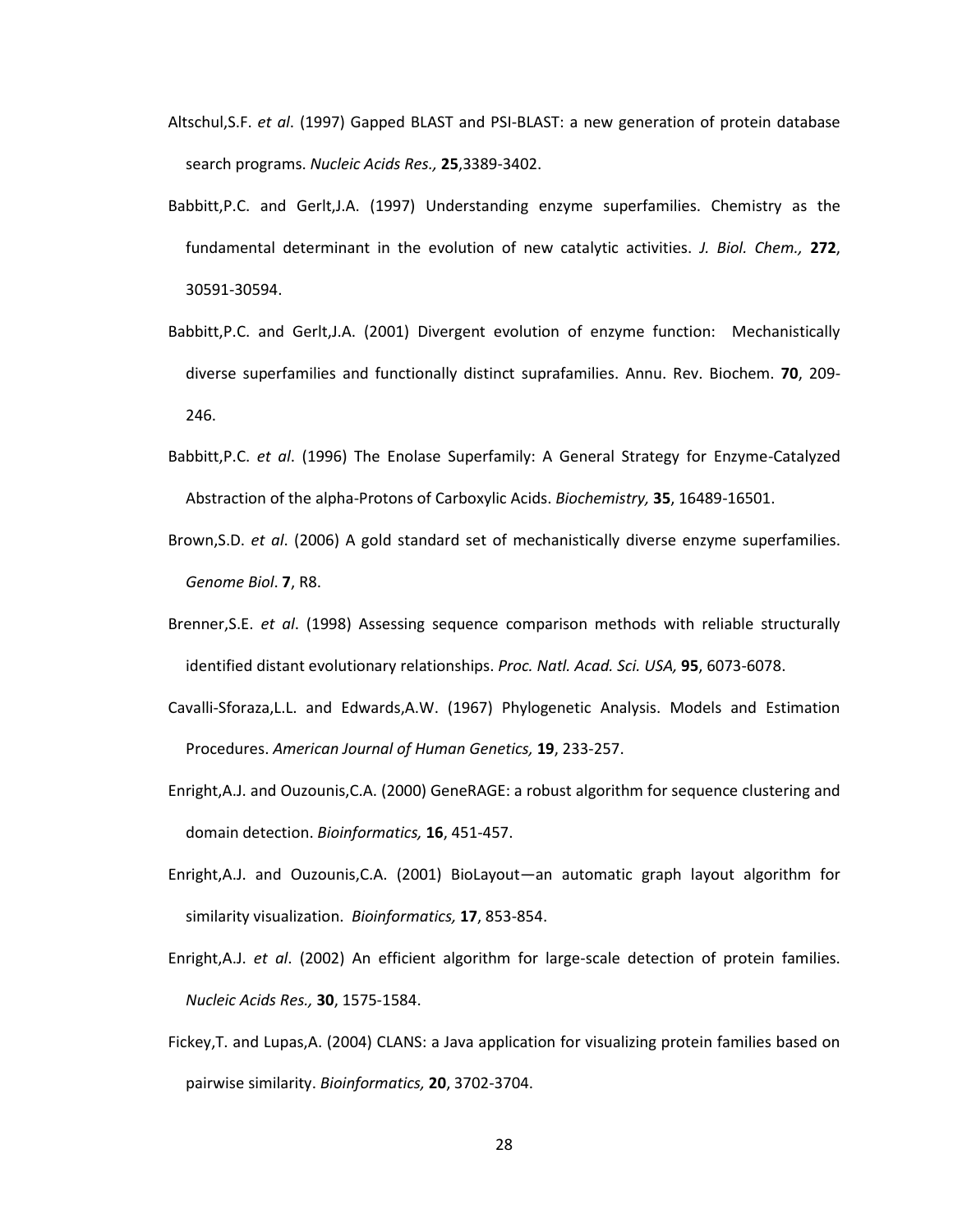Altschul,S.F. *et al*. (1997) Gapped BLAST and PSI-BLAST: a new generation of protein database search programs. *Nucleic Acids Res.,* **25**,3389-3402.

Babbitt,P.C. and Gerlt,J.A. (1997) Understanding enzyme superfamilies. Chemistry as the fundamental determinant in the evolution of new catalytic activities. *J. Biol. Chem.,* **272**, 30591-30594.

Babbitt,P.C. and Gerlt,J.A. (2001) Divergent evolution of enzyme function: Mechanistically diverse superfamilies and functionally distinct suprafamilies. Annu. Rev. Biochem. **70**, 209-246.

Babbitt,P.C. *et al*. (1996) The Enolase Superfamily: A General Strategy for Enzyme-Catalyzed Abstraction of the alpha-Protons of Carboxylic Acids. *Biochemistry,* **35**, 16489-16501.

Brown,S.D. *et al*. (2006) A gold standard set of mechanistically diverse enzyme superfamilies. *Genome Biol*. **7**, R8.

Brenner,S.E. *et al*. (1998) Assessing sequence comparison methods with reliable structurally identified distant evolutionary relationships. *Proc. Natl. Acad. Sci. USA,* **95**, 6073-6078.

Cavalli-Sforaza,L.L. and Edwards,A.W. (1967) Phylogenetic Analysis. Models and Estimation Procedures. *American Journal of Human Genetics,* **19**, 233-257.

Enright,A.J. and Ouzounis,C.A. (2000) GeneRAGE: a robust algorithm for sequence clustering and domain detection. *Bioinformatics,* **16**, 451-457.

Enright,A.J. and Ouzounis,C.A. (2001) BioLayout—an automatic graph layout algorithm for similarity visualization. *Bioinformatics,* **17**, 853-854.

Enright,A.J. *et al*. (2002) An efficient algorithm for large-scale detection of protein families. *Nucleic Acids Res.,* **30**, 1575-1584.

Fickey,T. and Lupas,A. (2004) CLANS: a Java application for visualizing protein families based on pairwise similarity. *Bioinformatics,* **20**, 3702-3704.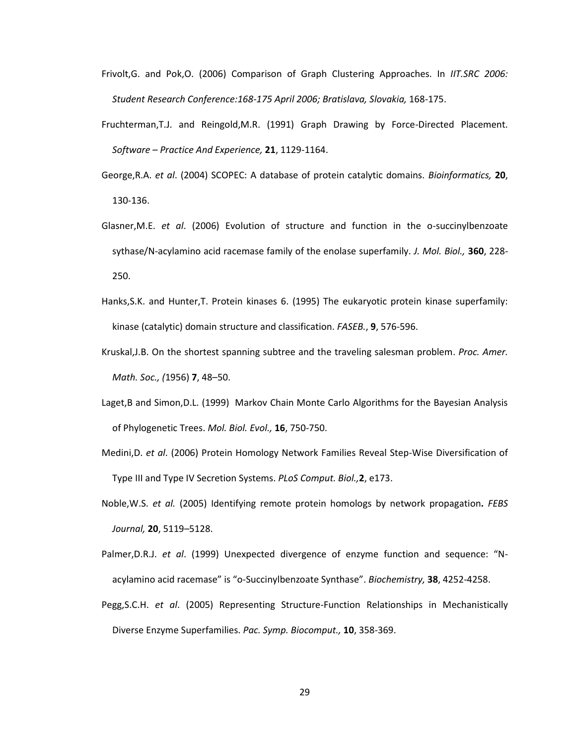Frivolt,G. and Pok,O. (2006) Comparison of Graph Clustering Approaches. In *IIT.SRC 2006: Student Research Conference:168-175 April 2006; Bratislava, Slovakia,* 168-175.

Fruchterman,T.J. and Reingold,M.R. (1991) Graph Drawing by Force-Directed Placement. *Software – Practice And Experience,* **21**, 1129-1164.

George,R.A. *et al*. (2004) SCOPEC: A database of protein catalytic domains. *Bioinformatics,* **20**, 130-136.

Glasner,M.E. *et al*. (2006) Evolution of structure and function in the o-succinylbenzoate sythase/N-acylamino acid racemase family of the enolase superfamily. *J. Mol. Biol.,* **360**, 228-250.

Hanks,S.K. and Hunter,T. Protein kinases 6. (1995) The eukaryotic protein kinase superfamily: kinase (catalytic) domain structure and classification. *FASEB.*, **9**, 576-596.

Kruskal,J.B. On the shortest spanning subtree and the traveling salesman problem. *Proc. Amer. Math. Soc., (*1956) **7**, 48–50.

Laget,B and Simon,D.L. (1999) Markov Chain Monte Carlo Algorithms for the Bayesian Analysis of Phylogenetic Trees. *Mol. Biol. Evol.,* **16**, 750-750.

Medini,D. *et al*. (2006) Protein Homology Network Families Reveal Step-Wise Diversification of Type III and Type IV Secretion Systems. *PLoS Comput. Biol.,***2**, e173.

Noble,W.S. *et al.* (2005) Identifying remote protein homologs by network propagation**.** *FEBS Journal,* **20**, 5119–5128.

Palmer,D.R.J. *et al*. (1999) Unexpected divergence of enzyme function and sequence: "N-acylamino acid racemase" is "o-Succinylbenzoate Synthase". *Biochemistry,* **38**, 4252-4258.

Pegg,S.C.H. *et al*. (2005) Representing Structure-Function Relationships in Mechanistically Diverse Enzyme Superfamilies. *Pac. Symp. Biocomput.,* **10**, 358-369.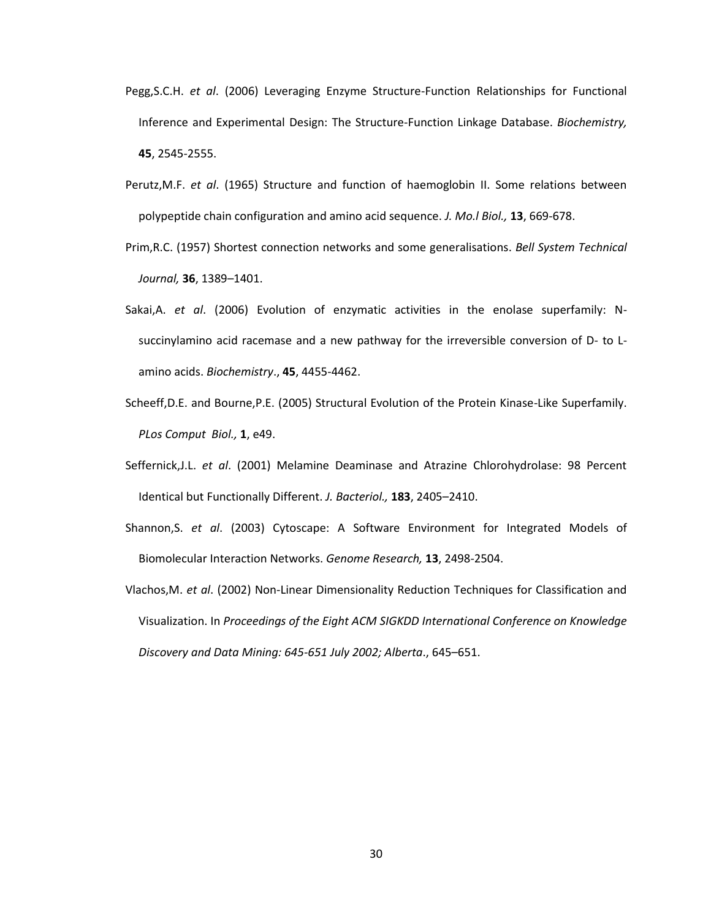Pegg,S.C.H. *et al*. (2006) Leveraging Enzyme Structure-Function Relationships for Functional Inference and Experimental Design: The Structure-Function Linkage Database. *Biochemistry,* **45**, 2545-2555.

Perutz,M.F. *et al*. (1965) Structure and function of haemoglobin II. Some relations between polypeptide chain configuration and amino acid sequence. *J. Mo.l Biol.,* **13**, 669-678.

Prim,R.C. (1957) Shortest connection networks and some generalisations. *Bell System Technical Journal,* **36**, 1389–1401.

Sakai,A. *et al*. (2006) Evolution of enzymatic activities in the enolase superfamily: N-succinylamino acid racemase and a new pathway for the irreversible conversion of D- to L-amino acids. *Biochemistry*., **45**, 4455-4462.

Scheeff,D.E. and Bourne,P.E. (2005) Structural Evolution of the Protein Kinase-Like Superfamily. *PLos Comput Biol.,* **1**, e49.

Seffernick,J.L. *et al*. (2001) Melamine Deaminase and Atrazine Chlorohydrolase: 98 Percent Identical but Functionally Different. *J. Bacteriol.,* **183**, 2405–2410.

Shannon,S. *et al*. (2003) Cytoscape: A Software Environment for Integrated Models of Biomolecular Interaction Networks. *Genome Research,* **13**, 2498-2504.

Vlachos,M. *et al*. (2002) Non-Linear Dimensionality Reduction Techniques for Classification and Visualization. In *Proceedings of the Eight ACM SIGKDD International Conference on Knowledge Discovery and Data Mining: 645-651 July 2002; Alberta*., 645–651.